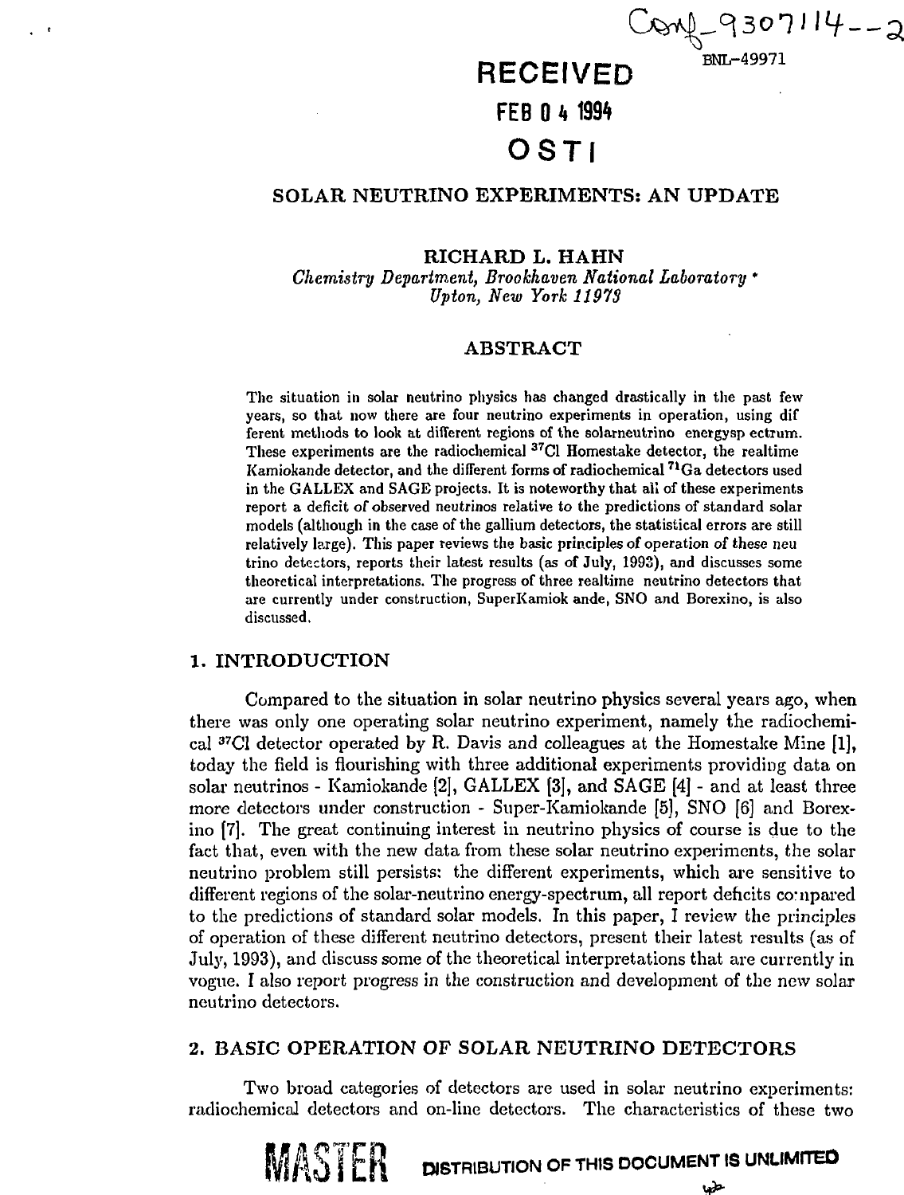Conf-9307114--2

BNL-49971

RECEIVED

FEB 04 1994

OSTI

# SOLAR NEUTRINO EXPERIMENTS: AN UPDATE

**RICHARD L. HAHN**

*Chemistry Department, Brookhaven National Laboratory* *
*Upton, New York 11973*

## ABSTRACT

The situation in solar neutrino physics has changed drastically in the past few years, so that now there are four neutrino experiments in operation, using different methods to look at different regions of the solarneutrino energygsp ectrum. These experiments are the radiochemical $^{37}$Cl Homestake detector, the realtime Kamiokande detector, and the different forms of radiochemical $^{71}$Ga detectors used in the GALLEX and SAGE projects. It is noteworthy that all of these experiments report a deficit of observed neutrinos relative to the predictions of standard solar models (although in the case of the gallium detectors, the statistical errors are still relatively large). This paper reviews the basic principles of operation of these neutrino detectors, reports their latest results (as of July, 1993), and discusses some theoretical interpretations. The progress of three realtime neutrino detectors that are currently under construction, SuperKamiok ande, SNO and Borexino, is also discussed.

## 1. INTRODUCTION

Compared to the situation in solar neutrino physics several years ago, when there was only one operating solar neutrino experiment, namely the radiochemical $^{37}$Cl detector operated by R. Davis and colleagues at the Homestake Mine [1], today the field is flourishing with three additional experiments providing data on solar neutrinos - Kamiokande [2], GALLEX [3], and SAGE [4] - and at least three more detectors under construction - Super-Kamiokande [5], SNO [6] and Borexino [7]. The great continuing interest in neutrino physics of course is due to the fact that, even with the new data from these solar neutrino experiments, the solar neutrino problem still persists: the different experiments, which are sensitive to different regions of the solar-neutrino energy-spectrum, all report deficits compared to the predictions of standard solar models. In this paper, I review the principles of operation of these different neutrino detectors, present their latest results (as of July, 1993), and discuss some of the theoretical interpretations that are currently in vogue. I also report progress in the construction and development of the new solar neutrino detectors.

## 2. BASIC OPERATION OF SOLAR NEUTRINO DETECTORS

Two broad categories of detectors are used in solar neutrino experiments: radiochemical detectors and on-line detectors. The characteristics of these two

MASTER

DISTRIBUTION OF THIS DOCUMENT IS UNLIMITED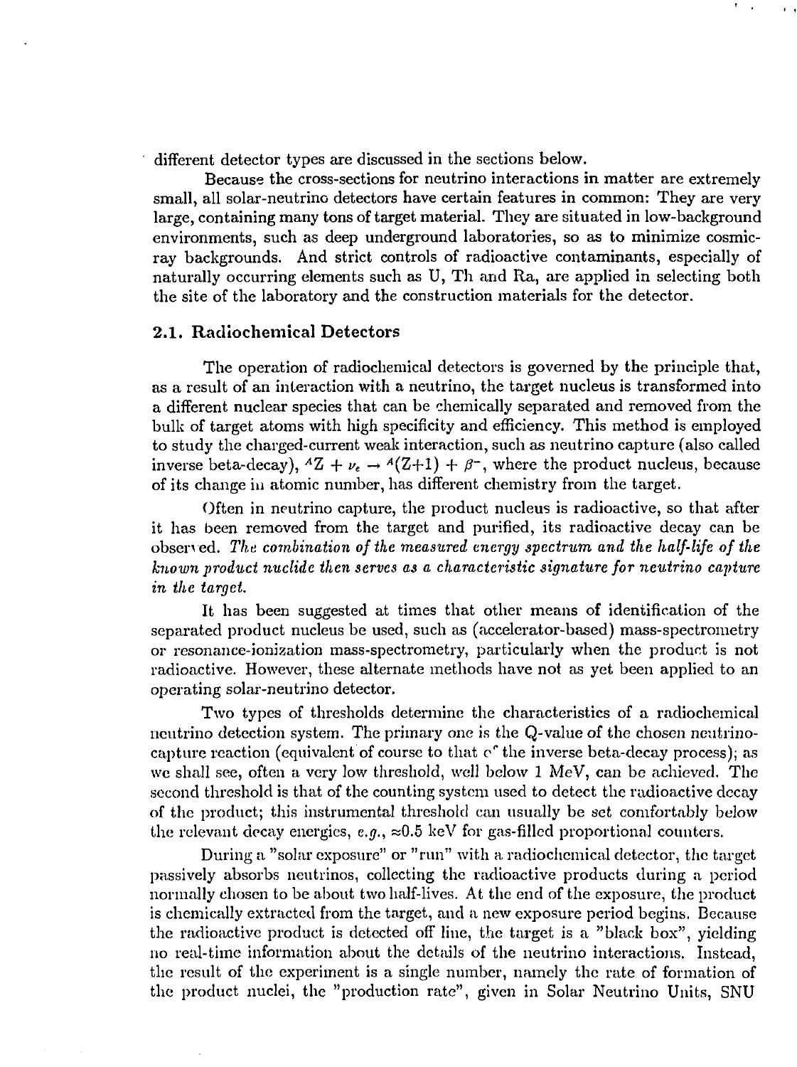different detector types are discussed in the sections below.

Because the cross-sections for neutrino interactions in matter are extremely small, all solar-neutrino detectors have certain features in common: They are very large, containing many tons of target material. They are situated in low-background environments, such as deep underground laboratories, so as to minimize cosmic-ray backgrounds. And strict controls of radioactive contaminants, especially of naturally occurring elements such as U, Th and Ra, are applied in selecting both the site of the laboratory and the construction materials for the detector.

## 2.1. Radiochemical Detectors

The operation of radiochemical detectors is governed by the principle that, as a result of an interaction with a neutrino, the target nucleus is transformed into a different nuclear species that can be chemically separated and removed from the bulk of target atoms with high specificity and efficiency. This method is employed to study the charged-current weak interaction, such as neutrino capture (also called inverse beta-decay), ${}^{A}Z + \nu_e \rightarrow {}^{A}(Z+1) + \beta^-$, where the product nucleus, because of its change in atomic number, has different chemistry from the target.

Often in neutrino capture, the product nucleus is radioactive, so that after it has been removed from the target and purified, its radioactive decay can be observed. *The combination of the measured energy spectrum and the half-life of the known product nuclide then serves as a characteristic signature for neutrino capture in the target.*

It has been suggested at times that other means of identification of the separated product nucleus be used, such as (accelerator-based) mass-spectrometry or resonance-ionization mass-spectrometry, particularly when the product is not radioactive. However, these alternate methods have not as yet been applied to an operating solar-neutrino detector.

Two types of thresholds determine the characteristics of a radiochemical neutrino detection system. The primary one is the Q-value of the chosen neutrino-capture reaction (equivalent of course to that of the inverse beta-decay process); as we shall see, often a very low threshold, well below 1 MeV, can be achieved. The second threshold is that of the counting system used to detect the radioactive decay of the product; this instrumental threshold can usually be set comfortably below the relevant decay energies, *e.g.*, $\approx$0.5 keV for gas-filled proportional counters.

During a "solar exposure" or "run" with a radiochemical detector, the target passively absorbs neutrinos, collecting the radioactive products during a period normally chosen to be about two half-lives. At the end of the exposure, the product is chemically extracted from the target, and a new exposure period begins. Because the radioactive product is detected off line, the target is a "black box", yielding no real-time information about the details of the neutrino interactions. Instead, the result of the experiment is a single number, namely the rate of formation of the product nuclei, the "production rate", given in Solar Neutrino Units, SNU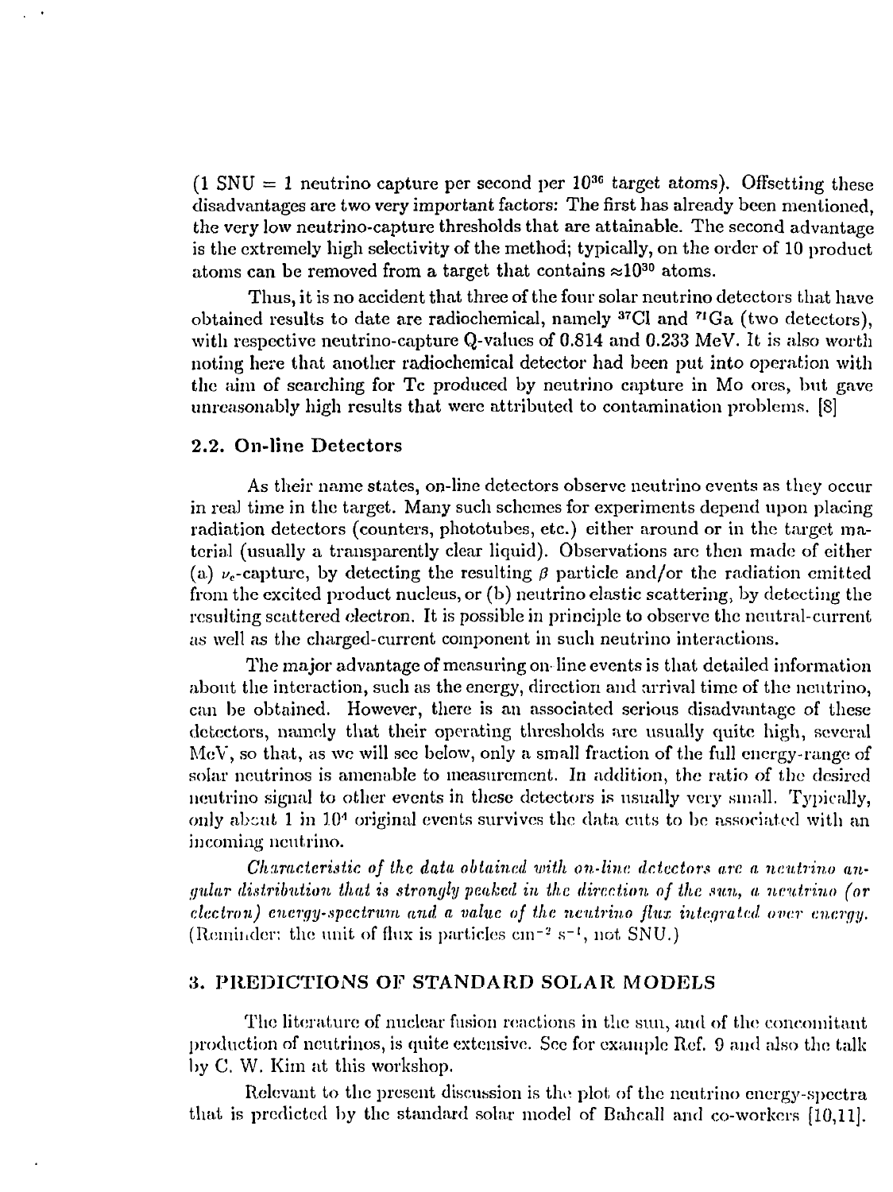(1 SNU = 1 neutrino capture per second per $10^{36}$ target atoms). Offsetting these disadvantages are two very important factors: The first has already been mentioned, the very low neutrino-capture thresholds that are attainable. The second advantage is the extremely high selectivity of the method; typically, on the order of 10 product atoms can be removed from a target that contains $\approx 10^{30}$ atoms.

Thus, it is no accident that three of the four solar neutrino detectors that have obtained results to date are radiochemical, namely $^{37}$Cl and $^{71}$Ga (two detectors), with respective neutrino-capture Q-values of 0.814 and 0.233 MeV. It is also worth noting here that another radiochemical detector had been put into operation with the aim of searching for Tc produced by neutrino capture in Mo ores, but gave unreasonably high results that were attributed to contamination problems. [8]

### 2.2. On-line Detectors

As their name states, on-line detectors observe neutrino events as they occur in real time in the target. Many such schemes for experiments depend upon placing radiation detectors (counters, phototubes, etc.) either around or in the target material (usually a transparently clear liquid). Observations are then made of either (a) $\nu_e$-capture, by detecting the resulting $\beta$ particle and/or the radiation emitted from the excited product nucleus, or (b) neutrino elastic scattering, by detecting the resulting scattered electron. It is possible in principle to observe the neutral-current as well as the charged-current component in such neutrino interactions.

The major advantage of measuring on-line events is that detailed information about the interaction, such as the energy, direction and arrival time of the neutrino, can be obtained. However, there is an associated serious disadvantage of these detectors, namely that their operating thresholds are usually quite high, several MeV, so that, as we will see below, only a small fraction of the full energy-range of solar neutrinos is amenable to measurement. In addition, the ratio of the desired neutrino signal to other events in these detectors is usually very small. Typically, only about 1 in $10^4$ original events survives the data cuts to be associated with an incoming neutrino.

*Characteristic of the data obtained with on-line detectors are a neutrino angular distribution that is strongly peaked in the direction of the sun, a neutrino (or electron) energy-spectrum and a value of the neutrino flux integrated over energy.* (Reminder: the unit of flux is particles cm$^{-2}$ s$^{-1}$, not SNU.)

## 3. PREDICTIONS OF STANDARD SOLAR MODELS

The literature of nuclear fusion reactions in the sun, and of the concomitant production of neutrinos, is quite extensive. See for example Ref. 9 and also the talk by C. W. Kim at this workshop.

Relevant to the present discussion is the plot of the neutrino energy-spectra that is predicted by the standard solar model of Bahcall and co-workers [10,11].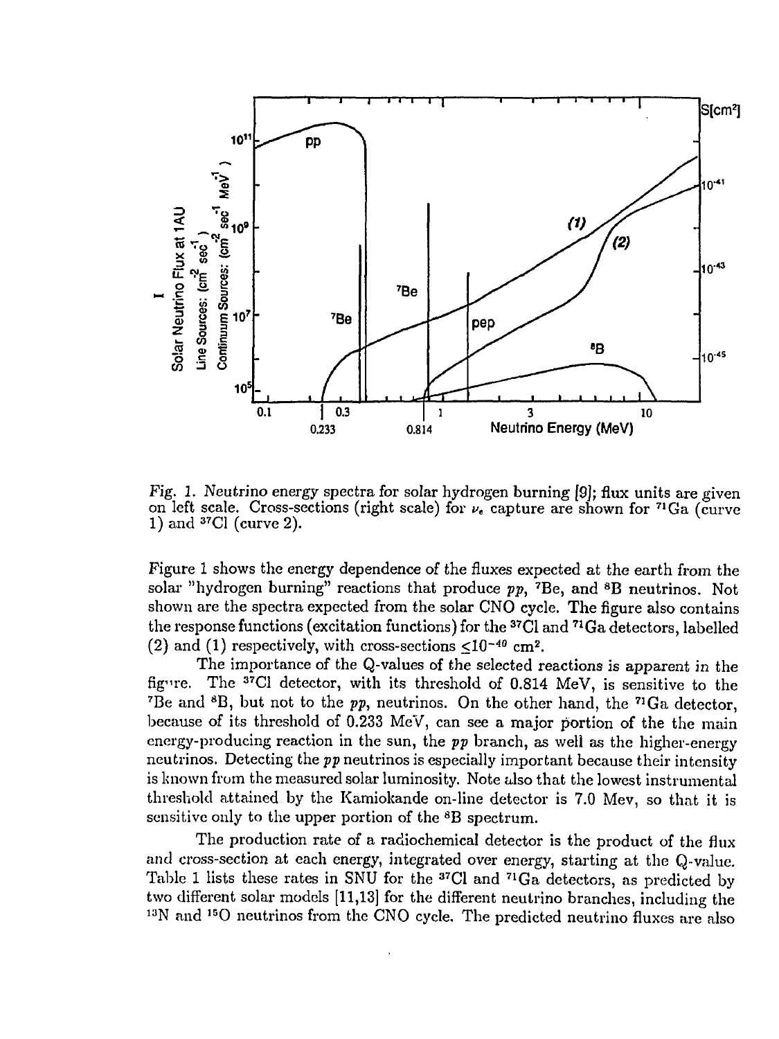Fig. 1. Neutrino energy spectra for solar hydrogen burning [9]; flux units are given on left scale. Cross-sections (right scale) for $\nu_e$ capture are shown for $^{71}$Ga (curve 1) and $^{37}$Cl (curve 2).

Figure 1 shows the energy dependence of the fluxes expected at the earth from the solar "hydrogen burning" reactions that produce *pp*, $^{7}$Be, and $^{8}$B neutrinos. Not shown are the spectra expected from the solar CNO cycle. The figure also contains the response functions (excitation functions) for the $^{37}$Cl and $^{71}$Ga detectors, labelled (2) and (1) respectively, with cross-sections $\lesssim 10^{-40}$ cm$^2$.

The importance of the Q-values of the selected reactions is apparent in the figure. The $^{37}$Cl detector, with its threshold of 0.814 MeV, is sensitive to the $^{7}$Be and $^{8}$B, but not to the *pp*, neutrinos. On the other hand, the $^{71}$Ga detector, because of its threshold of 0.233 MeV, can see a major portion of the the main energy-producing reaction in the sun, the *pp* branch, as well as the higher-energy neutrinos. Detecting the *pp* neutrinos is especially important because their intensity is known from the measured solar luminosity. Note also that the lowest instrumental threshold attained by the Kamiokande on-line detector is 7.0 Mev, so that it is sensitive only to the upper portion of the $^{8}$B spectrum.

The production rate of a radiochemical detector is the product of the flux and cross-section at each energy, integrated over energy, starting at the Q-value. Table 1 lists these rates in SNU for the $^{37}$Cl and $^{71}$Ga detectors, as predicted by two different solar models [11,13] for the different neutrino branches, including the $^{13}$N and $^{15}$O neutrinos from the CNO cycle. The predicted neutrino fluxes are also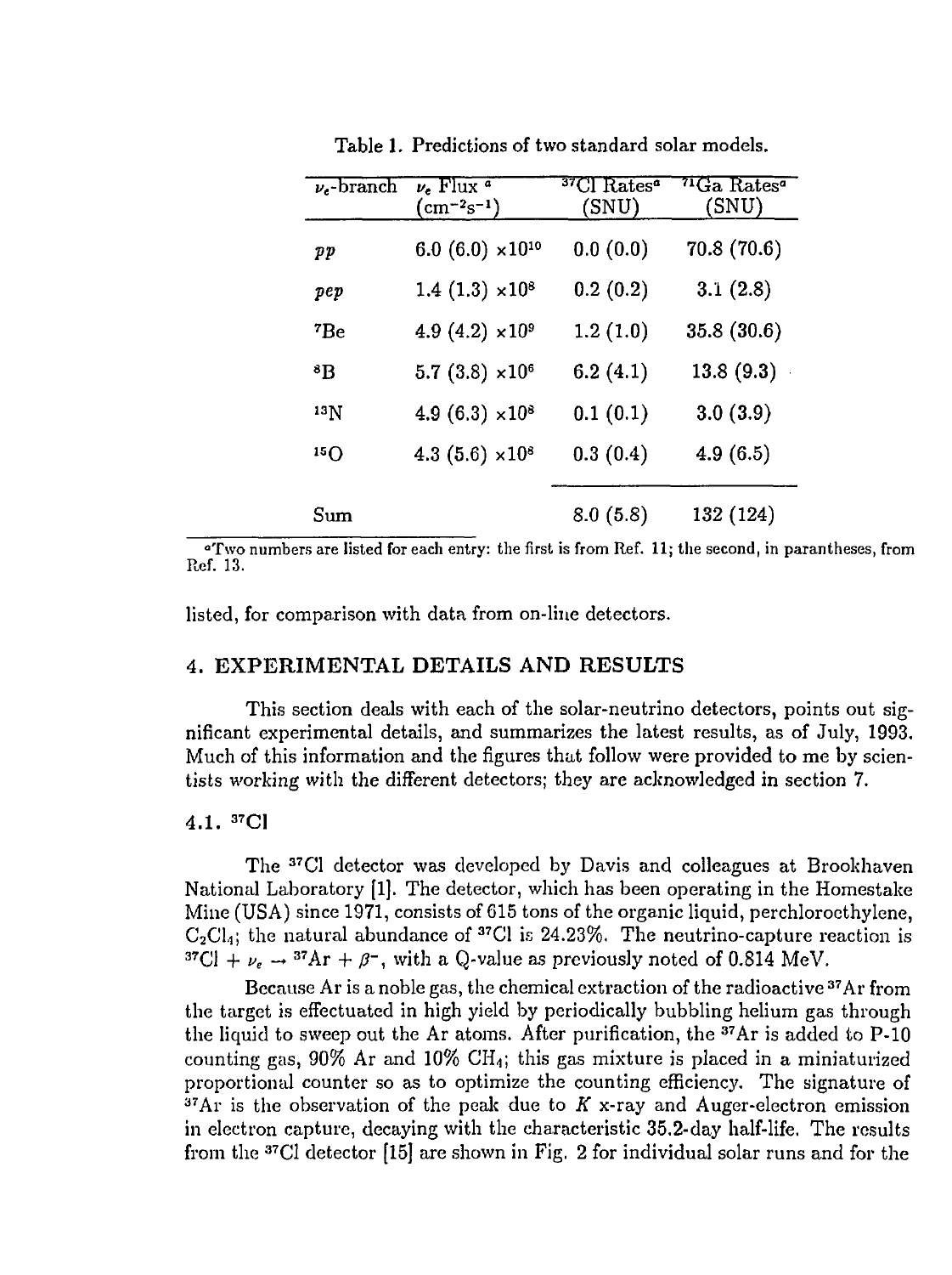Table 1. Predictions of two standard solar models.

| $\nu_e$-branch | $\nu_e$ Flux [a] ($cm^{-2}s^{-1}$) | $^{37}Cl$ Rates[a] (SNU) | $^{71}Ga$ Rates[a] (SNU) |
|---|---|---|---|
| *pp* | 6.0 (6.0) $\times 10^{10}$ | 0.0 (0.0) | 70.8 (70.6) |
| *pep* | 1.4 (1.3) $\times 10^{8}$ | 0.2 (0.2) | 3.1 (2.8) |
| $^{7}Be$ | 4.9 (4.2) $\times 10^{9}$ | 1.2 (1.0) | 35.8 (30.6) |
| $^{8}B$ | 5.7 (3.8) $\times 10^{6}$ | 6.2 (4.1) | 13.8 (9.3) |
| $^{13}N$ | 4.9 (6.3) $\times 10^{8}$ | 0.1 (0.1) | 3.0 (3.9) |
| $^{15}O$ | 4.3 (5.6) $\times 10^{8}$ | 0.3 (0.4) | 4.9 (6.5) |
| Sum | | 8.0 (5.8) | 132 (124) |

[a]Two numbers are listed for each entry: the first is from Ref. 11; the second, in parantheses, from Ref. 13.

listed, for comparison with data from on-line detectors.

## 4. EXPERIMENTAL DETAILS AND RESULTS

This section deals with each of the solar-neutrino detectors, points out significant experimental details, and summarizes the latest results, as of July, 1993. Much of this information and the figures that follow were provided to me by scientists working with the different detectors; they are acknowledged in section 7.

### 4.1. $^{37}Cl$

The $^{37}Cl$ detector was developed by Davis and colleagues at Brookhaven National Laboratory [1]. The detector, which has been operating in the Homestake Mine (USA) since 1971, consists of 615 tons of the organic liquid, perchloroethylene, $C_2Cl_4$; the natural abundance of $^{37}Cl$ is 24.23%. The neutrino-capture reaction is $^{37}Cl + \nu_e \rightarrow {}^{37}Ar + \beta^-$, with a Q-value as previously noted of 0.814 MeV.

Because Ar is a noble gas, the chemical extraction of the radioactive $^{37}Ar$ from the target is effectuated in high yield by periodically bubbling helium gas through the liquid to sweep out the Ar atoms. After purification, the $^{37}Ar$ is added to P-10 counting gas, 90% Ar and 10% $CH_4$; this gas mixture is placed in a miniaturized proportional counter so as to optimize the counting efficiency. The signature of $^{37}Ar$ is the observation of the peak due to $K$ x-ray and Auger-electron emission in electron capture, decaying with the characteristic 35.2-day half-life. The results from the $^{37}Cl$ detector [15] are shown in Fig. 2 for individual solar runs and for the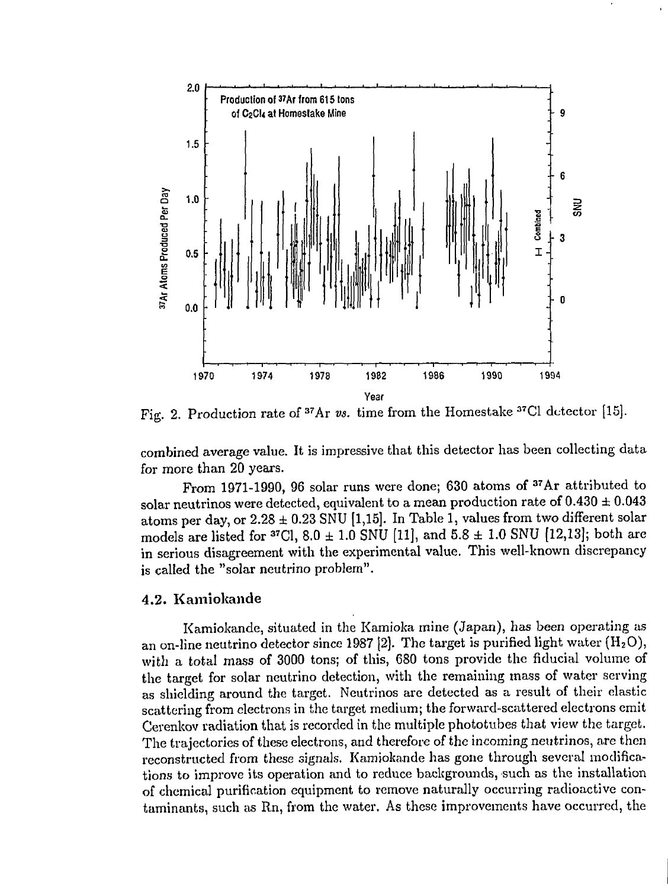Fig. 2. Production rate of $^{37}$Ar *vs.* time from the Homestake $^{37}$Cl detector [15].

combined average value. It is impressive that this detector has been collecting data for more than 20 years.

From 1971-1990, 96 solar runs were done; 630 atoms of $^{37}$Ar attributed to solar neutrinos were detected, equivalent to a mean production rate of $0.430 \pm 0.043$ atoms per day, or $2.28 \pm 0.23$ SNU [1,15]. In Table 1, values from two different solar models are listed for $^{37}$Cl, $8.0 \pm 1.0$ SNU [11], and $5.8 \pm 1.0$ SNU [12,13]; both are in serious disagreement with the experimental value. This well-known discrepancy is called the "solar neutrino problem".

### 4.2. Kamiokande

Kamiokande, situated in the Kamioka mine (Japan), has been operating as an on-line neutrino detector since 1987 [2]. The target is purified light water ($H_2O$), with a total mass of 3000 tons; of this, 680 tons provide the fiducial volume of the target for solar neutrino detection, with the remaining mass of water serving as shielding around the target. Neutrinos are detected as a result of their elastic scattering from electrons in the target medium; the forward-scattered electrons emit Cerenkov radiation that is recorded in the multiple phototubes that view the target. The trajectories of these electrons, and therefore of the incoming neutrinos, are then reconstructed from these signals. Kamiokande has gone through several modifications to improve its operation and to reduce backgrounds, such as the installation of chemical purification equipment to remove naturally occurring radioactive contaminants, such as Rn, from the water. As these improvements have occurred, the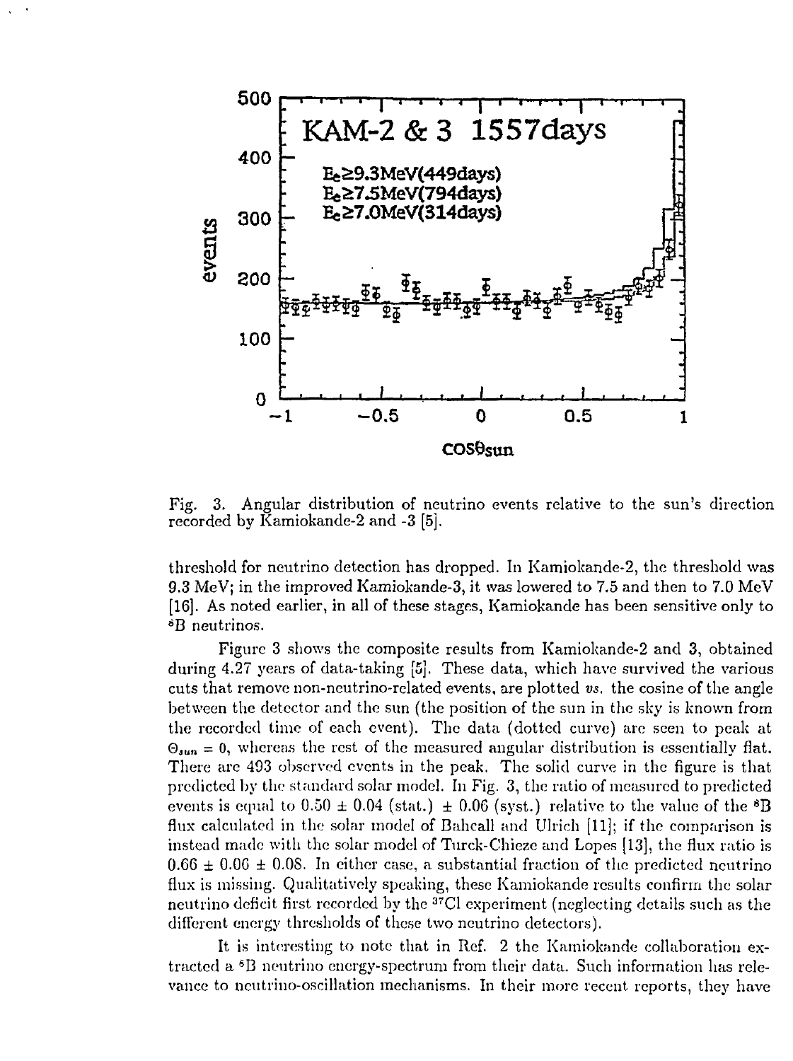Fig. 3. Angular distribution of neutrino events relative to the sun's direction recorded by Kamiokande-2 and -3 [5].

threshold for neutrino detection has dropped. In Kamiokande-2, the threshold was 9.3 MeV; in the improved Kamiokande-3, it was lowered to 7.5 and then to 7.0 MeV [16]. As noted earlier, in all of these stages, Kamiokande has been sensitive only to $^8$B neutrinos.

Figure 3 shows the composite results from Kamiokande-2 and 3, obtained during 4.27 years of data-taking [5]. These data, which have survived the various cuts that remove non-neutrino-related events, are plotted *vs.* the cosine of the angle between the detector and the sun (the position of the sun in the sky is known from the recorded time of each event). The data (dotted curve) are seen to peak at $\Theta_{sun} = 0$, whereas the rest of the measured angular distribution is essentially flat. There are 493 observed events in the peak. The solid curve in the figure is that predicted by the standard solar model. In Fig. 3, the ratio of measured to predicted events is equal to $0.50 \pm 0.04$ (stat.) $\pm$ 0.06 (syst.) relative to the value of the $^8$B flux calculated in the solar model of Bahcall and Ulrich [11]; if the comparison is instead made with the solar model of Turck-Chieze and Lopes [13], the flux ratio is $0.66 \pm 0.06 \pm 0.08$. In either case, a substantial fraction of the predicted neutrino flux is missing. Qualitatively speaking, these Kamiokande results confirm the solar neutrino deficit first recorded by the $^{37}$Cl experiment (neglecting details such as the different energy thresholds of these two neutrino detectors).

It is interesting to note that in Ref. 2 the Kamiokande collaboration extracted a $^8$B neutrino energy-spectrum from their data. Such information has relevance to neutrino-oscillation mechanisms. In their more recent reports, they have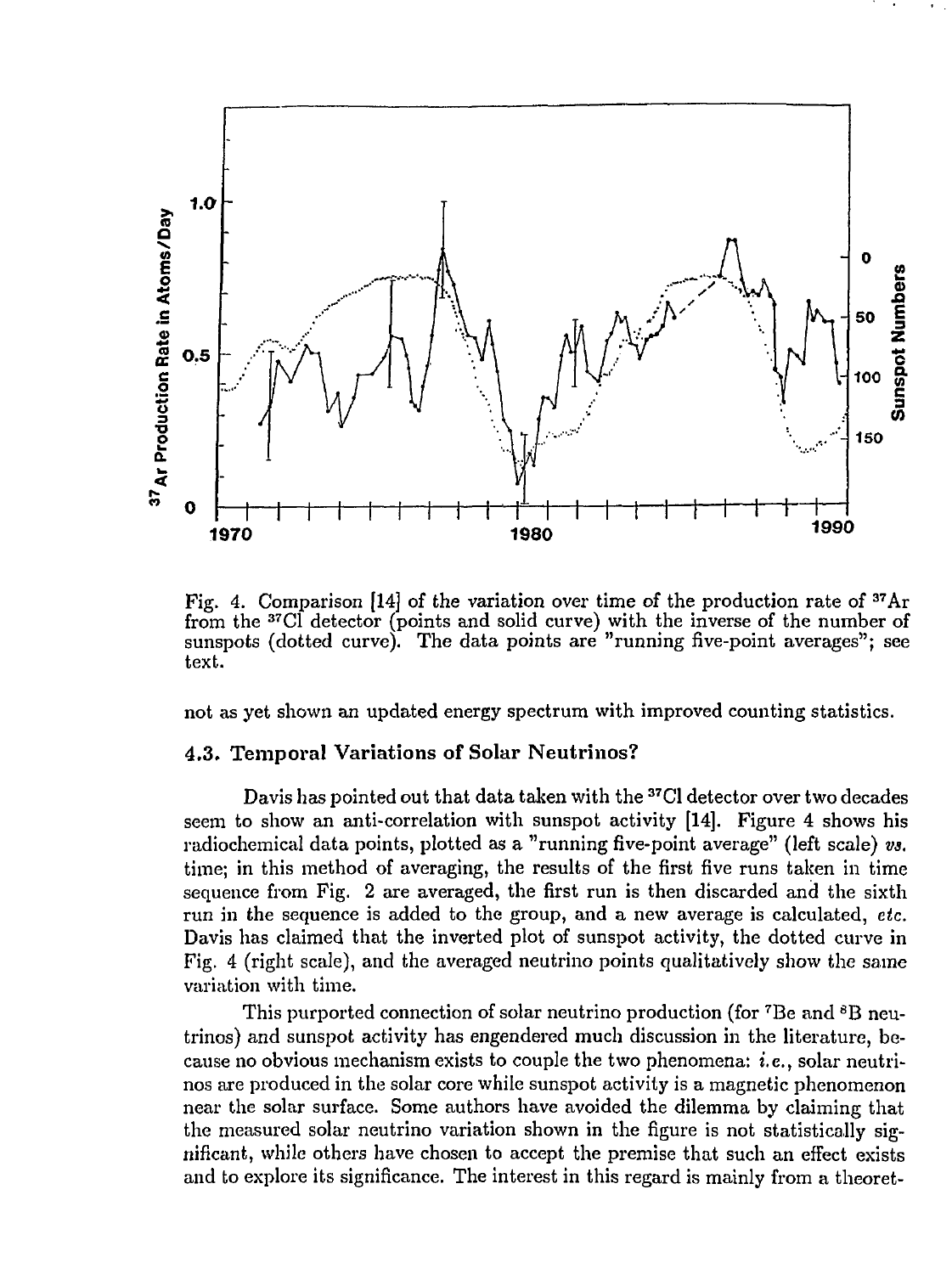Fig. 4. Comparison [14] of the variation over time of the production rate of $^{37}$Ar from the $^{37}$Cl detector (points and solid curve) with the inverse of the number of sunspots (dotted curve). The data points are "running five-point averages"; see text.

not as yet shown an updated energy spectrum with improved counting statistics.

### 4.3. Temporal Variations of Solar Neutrinos?

Davis has pointed out that data taken with the $^{37}$Cl detector over two decades seem to show an anti-correlation with sunspot activity [14]. Figure 4 shows his radiochemical data points, plotted as a "running five-point average" (left scale) *vs.* time; in this method of averaging, the results of the first five runs taken in time sequence from Fig. 2 are averaged, the first run is then discarded and the sixth run in the sequence is added to the group, and a new average is calculated, *etc.* Davis has claimed that the inverted plot of sunspot activity, the dotted curve in Fig. 4 (right scale), and the averaged neutrino points qualitatively show the same variation with time.

This purported connection of solar neutrino production (for $^{7}$Be and $^{8}$B neutrinos) and sunspot activity has engendered much discussion in the literature, because no obvious mechanism exists to couple the two phenomena: *i.e.*, solar neutrinos are produced in the solar core while sunspot activity is a magnetic phenomenon near the solar surface. Some authors have avoided the dilemma by claiming that the measured solar neutrino variation shown in the figure is not statistically significant, while others have chosen to accept the premise that such an effect exists and to explore its significance. The interest in this regard is mainly from a theoret-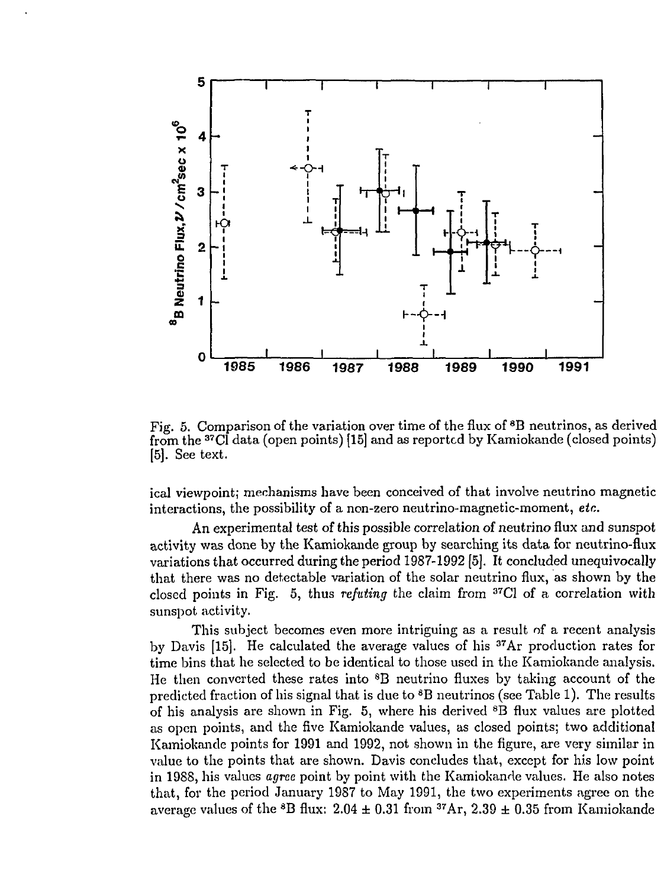Fig. 5. Comparison of the variation over time of the flux of $^8$B neutrinos, as derived from the $^{37}$Cl data (open points) [15] and as reported by Kamiokande (closed points) [5]. See text.

ical viewpoint; mechanisms have been conceived of that involve neutrino magnetic interactions, the possibility of a non-zero neutrino-magnetic-moment, *etc.*

An experimental test of this possible correlation of neutrino flux and sunspot activity was done by the Kamiokande group by searching its data for neutrino-flux variations that occurred during the period 1987-1992 [5]. It concluded unequivocally that there was no detectable variation of the solar neutrino flux, as shown by the closed points in Fig. 5, thus *refuting* the claim from $^{37}$Cl of a correlation with sunspot activity.

This subject becomes even more intriguing as a result of a recent analysis by Davis [15]. He calculated the average values of his $^{37}$Ar production rates for time bins that he selected to be identical to those used in the Kamiokande analysis. He then converted these rates into $^8$B neutrino fluxes by taking account of the predicted fraction of his signal that is due to $^8$B neutrinos (see Table 1). The results of his analysis are shown in Fig. 5, where his derived $^8$B flux values are plotted as open points, and the five Kamiokande values, as closed points; two additional Kamiokande points for 1991 and 1992, not shown in the figure, are very similar in value to the points that are shown. Davis concludes that, except for his low point in 1988, his values *agree* point by point with the Kamiokande values. He also notes that, for the period January 1987 to May 1991, the two experiments agree on the average values of the $^8$B flux: $2.04 \pm 0.31$ from $^{37}$Ar, $2.39 \pm 0.35$ from Kamiokande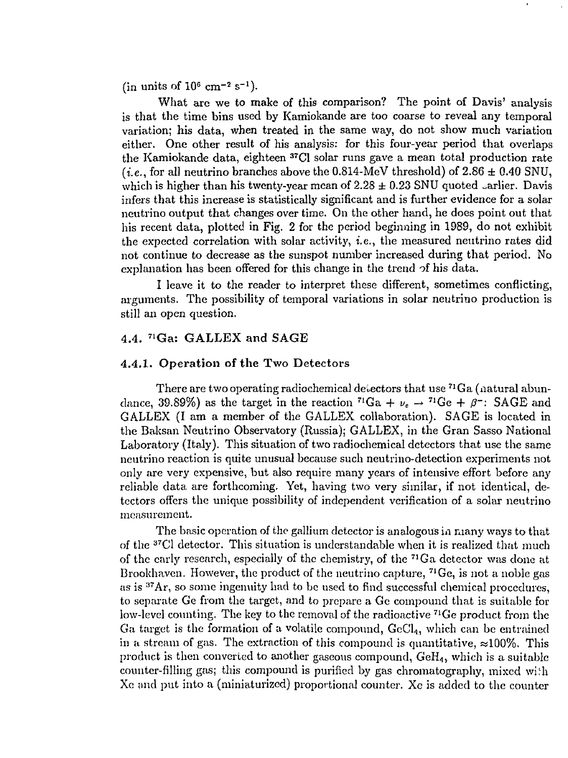(in units of $10^6$ cm$^{-2}$ s$^{-1}$).

What are we to make of this comparison? The point of Davis' analysis is that the time bins used by Kamiokande are too coarse to reveal any temporal variation; his data, when treated in the same way, do not show much variation either. One other result of his analysis: for this four-year period that overlaps the Kamiokande data, eighteen $^{37}$Cl solar runs gave a mean total production rate (*i.e.*, for all neutrino branches above the 0.814-MeV threshold) of 2.86 ± 0.40 SNU, which is higher than his twenty-year mean of 2.28 ± 0.23 SNU quoted earlier. Davis infers that this increase is statistically significant and is further evidence for a solar neutrino output that changes over time. On the other hand, he does point out that his recent data, plotted in Fig. 2 for the period beginning in 1989, do not exhibit the expected correlation with solar activity, *i.e.*, the measured neutrino rates did not continue to decrease as the sunspot number increased during that period. No explanation has been offered for this change in the trend of his data.

I leave it to the reader to interpret these different, sometimes conflicting, arguments. The possibility of temporal variations in solar neutrino production is still an open question.

## 4.4. $^{71}$Ga: GALLEX and SAGE

### 4.4.1. Operation of the Two Detectors

There are two operating radiochemical detectors that use $^{71}$Ga (natural abundance, 39.89%) as the target in the reaction $^{71}\text{Ga} + \nu_e \rightarrow {}^{71}\text{Ge} + \beta^-$: SAGE and GALLEX (I am a member of the GALLEX collaboration). SAGE is located in the Baksan Neutrino Observatory (Russia); GALLEX, in the Gran Sasso National Laboratory (Italy). This situation of two radiochemical detectors that use the same neutrino reaction is quite unusual because such neutrino-detection experiments not only are very expensive, but also require many years of intensive effort before any reliable data are forthcoming. Yet, having two very similar, if not identical, detectors offers the unique possibility of independent verification of a solar neutrino measurement.

The basic operation of the gallium detector is analogous in many ways to that of the $^{37}$Cl detector. This situation is understandable when it is realized that much of the early research, especially of the chemistry, of the $^{71}$Ga detector was done at Brookhaven. However, the product of the neutrino capture, $^{71}$Ge, is not a noble gas as is $^{37}$Ar, so some ingenuity had to be used to find successful chemical procedures, to separate Ge from the target, and to prepare a Ge compound that is suitable for low-level counting. The key to the removal of the radioactive $^{71}$Ge product from the Ga target is the formation of a volatile compound, $GeCl_4$, which can be entrained in a stream of gas. The extraction of this compound is quantitative, ≈100%. This product is then converted to another gaseous compound, $GeH_4$, which is a suitable counter-filling gas; this compound is purified by gas chromatography, mixed with Xe and put into a (miniaturized) proportional counter. Xe is added to the counter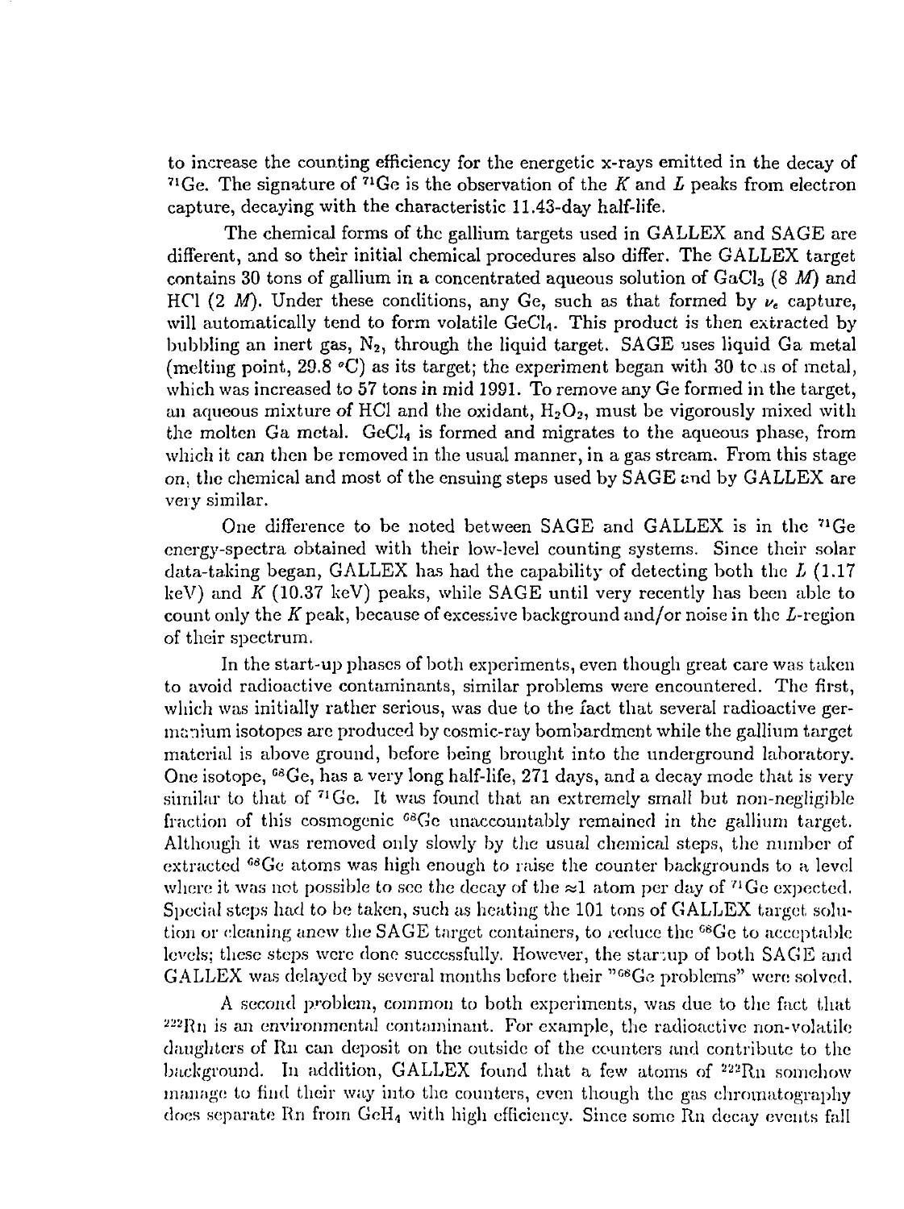to increase the counting efficiency for the energetic x-rays emitted in the decay of $^{71}$Ge. The signature of $^{71}$Ge is the observation of the $K$ and $L$ peaks from electron capture, decaying with the characteristic 11.43-day half-life.

The chemical forms of the gallium targets used in GALLEX and SAGE are different, and so their initial chemical procedures also differ. The GALLEX target contains 30 tons of gallium in a concentrated aqueous solution of $GaCl_3$ (8 $M$) and HCl (2 $M$). Under these conditions, any Ge, such as that formed by $\nu_e$ capture, will automatically tend to form volatile $GeCl_4$. This product is then extracted by bubbling an inert gas, $N_2$, through the liquid target. SAGE uses liquid Ga metal (melting point, 29.8 °C) as its target; the experiment began with 30 tons of metal, which was increased to 57 tons in mid 1991. To remove any Ge formed in the target, an aqueous mixture of HCl and the oxidant, $H_2O_2$, must be vigorously mixed with the molten Ga metal. $GeCl_4$ is formed and migrates to the aqueous phase, from which it can then be removed in the usual manner, in a gas stream. From this stage on, the chemical and most of the ensuing steps used by SAGE and by GALLEX are very similar.

One difference to be noted between SAGE and GALLEX is in the $^{71}$Ge energy-spectra obtained with their low-level counting systems. Since their solar data-taking began, GALLEX has had the capability of detecting both the $L$ (1.17 keV) and $K$ (10.37 keV) peaks, while SAGE until very recently has been able to count only the $K$ peak, because of excessive background and/or noise in the $L$-region of their spectrum.

In the start-up phases of both experiments, even though great care was taken to avoid radioactive contaminants, similar problems were encountered. The first, which was initially rather serious, was due to the fact that several radioactive germanium isotopes are produced by cosmic-ray bombardment while the gallium target material is above ground, before being brought into the underground laboratory. One isotope, $^{68}$Ge, has a very long half-life, 271 days, and a decay mode that is very similar to that of $^{71}$Ge. It was found that an extremely small but non-negligible fraction of this cosmogenic $^{68}$Ge unaccountably remained in the gallium target. Although it was removed only slowly by the usual chemical steps, the number of extracted $^{68}$Ge atoms was high enough to raise the counter backgrounds to a level where it was not possible to see the decay of the $\approx$1 atom per day of $^{71}$Ge expected. Special steps had to be taken, such as heating the 101 tons of GALLEX target solution or cleaning anew the SAGE target containers, to reduce the $^{68}$Ge to acceptable levels; these steps were done successfully. However, the startup of both SAGE and GALLEX was delayed by several months before their "$^{68}$Ge problems" were solved.

A second problem, common to both experiments, was due to the fact that $^{222}$Rn is an environmental contaminant. For example, the radioactive non-volatile daughters of Rn can deposit on the outside of the counters and contribute to the background. In addition, GALLEX found that a few atoms of $^{222}$Rn somehow manage to find their way into the counters, even though the gas chromatography does separate Rn from $GeH_4$ with high efficiency. Since some Rn decay events fall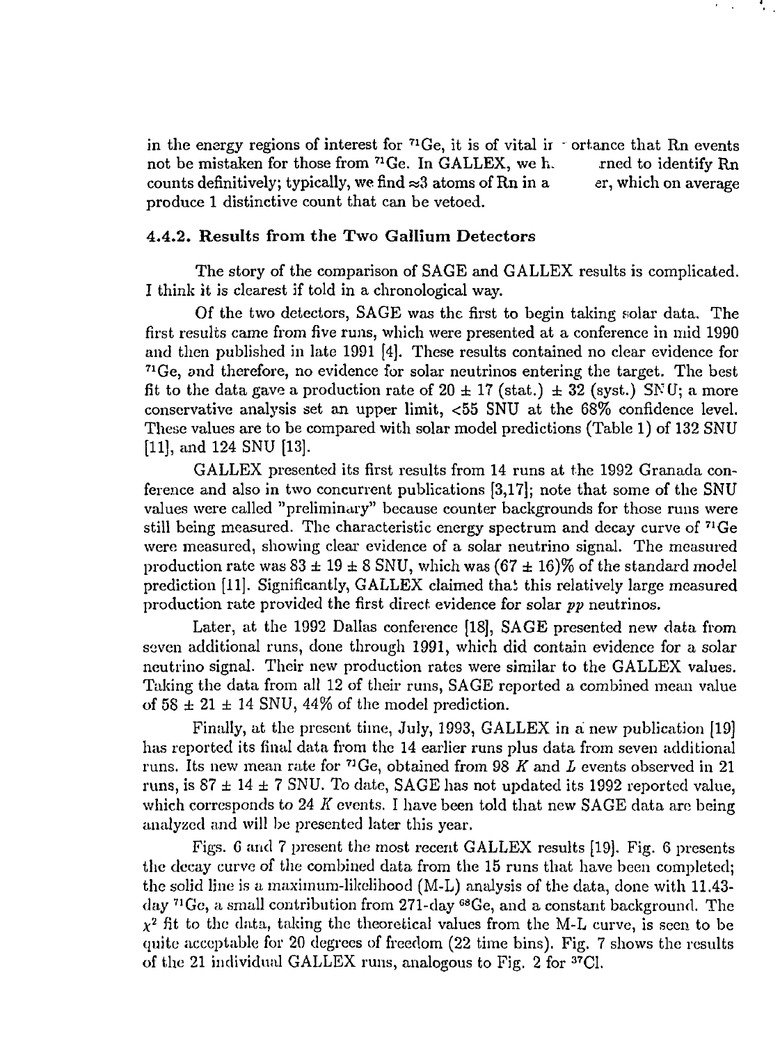in the energy regions of interest for $^{71}$Ge, it is of vital ir ortance that Rn events not be mistaken for those from $^{71}$Ge. In GALLEX, we h. rned to identify Rn counts definitively; typically, we find $\approx$3 atoms of Rn in a er, which on average produce 1 distinctive count that can be vetoed.

### 4.4.2. Results from the Two Gallium Detectors

The story of the comparison of SAGE and GALLEX results is complicated. I think it is clearest if told in a chronological way.

Of the two detectors, SAGE was the first to begin taking solar data. The first results came from five runs, which were presented at a conference in mid 1990 and then published in late 1991 [4]. These results contained no clear evidence for $^{71}$Ge, and therefore, no evidence for solar neutrinos entering the target. The best fit to the data gave a production rate of 20 $\pm$ 17 (stat.) $\pm$ 32 (syst.) SNU; a more conservative analysis set an upper limit, <55 SNU at the 68% confidence level. These values are to be compared with solar model predictions (Table 1) of 132 SNU [11], and 124 SNU [13].

GALLEX presented its first results from 14 runs at the 1992 Granada conference and also in two concurrent publications [3,17]; note that some of the SNU values were called "preliminary" because counter backgrounds for those runs were still being measured. The characteristic energy spectrum and decay curve of $^{71}$Ge were measured, showing clear evidence of a solar neutrino signal. The measured production rate was 83 $\pm$ 19 $\pm$ 8 SNU, which was (67 $\pm$ 16)% of the standard model prediction [11]. Significantly, GALLEX claimed that this relatively large measured production rate provided the first direct evidence for solar *pp* neutrinos.

Later, at the 1992 Dallas conference [18], SAGE presented new data from seven additional runs, done through 1991, which did contain evidence for a solar neutrino signal. Their new production rates were similar to the GALLEX values. Taking the data from all 12 of their runs, SAGE reported a combined mean value of 58 $\pm$ 21 $\pm$ 14 SNU, 44% of the model prediction.

Finally, at the present time, July, 1993, GALLEX in a new publication [19] has reported its final data from the 14 earlier runs plus data from seven additional runs. Its new mean rate for $^{71}$Ge, obtained from 98 $K$ and $L$ events observed in 21 runs, is 87 $\pm$ 14 $\pm$ 7 SNU. To date, SAGE has not updated its 1992 reported value, which corresponds to 24 $K$ events. I have been told that new SAGE data are being analyzed and will be presented later this year.

Figs. 6 and 7 present the most recent GALLEX results [19]. Fig. 6 presents the decay curve of the combined data from the 15 runs that have been completed; the solid line is a maximum-likelihood (M-L) analysis of the data, done with 11.43-day $^{71}$Ge, a small contribution from 271-day $^{68}$Ge, and a constant background. The $\chi^2$ fit to the data, taking the theoretical values from the M-L curve, is seen to be quite acceptable for 20 degrees of freedom (22 time bins). Fig. 7 shows the results of the 21 individual GALLEX runs, analogous to Fig. 2 for $^{37}$Cl.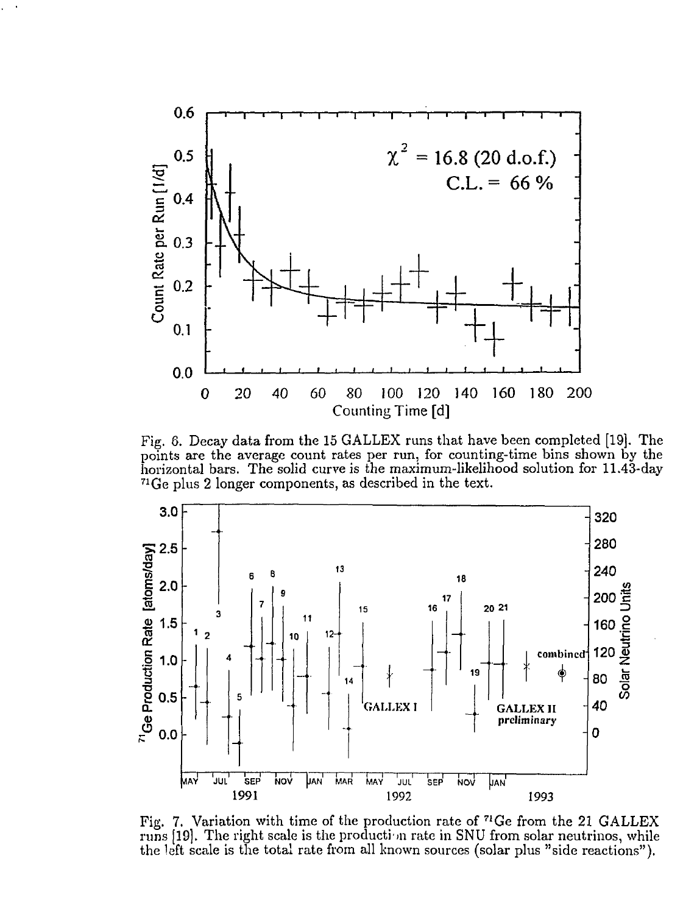Fig. 6. Decay data from the 15 GALLEX runs that have been completed [19]. The points are the average count rates per run, for counting-time bins shown by the horizontal bars. The solid curve is the maximum-likelihood solution for 11.43-day $^{71}Ge$ plus 2 longer components, as described in the text.

Fig. 7. Variation with time of the production rate of $^{71}Ge$ from the 21 GALLEX runs [19]. The right scale is the production rate in SNU from solar neutrinos, while the left scale is the total rate from all known sources (solar plus "side reactions").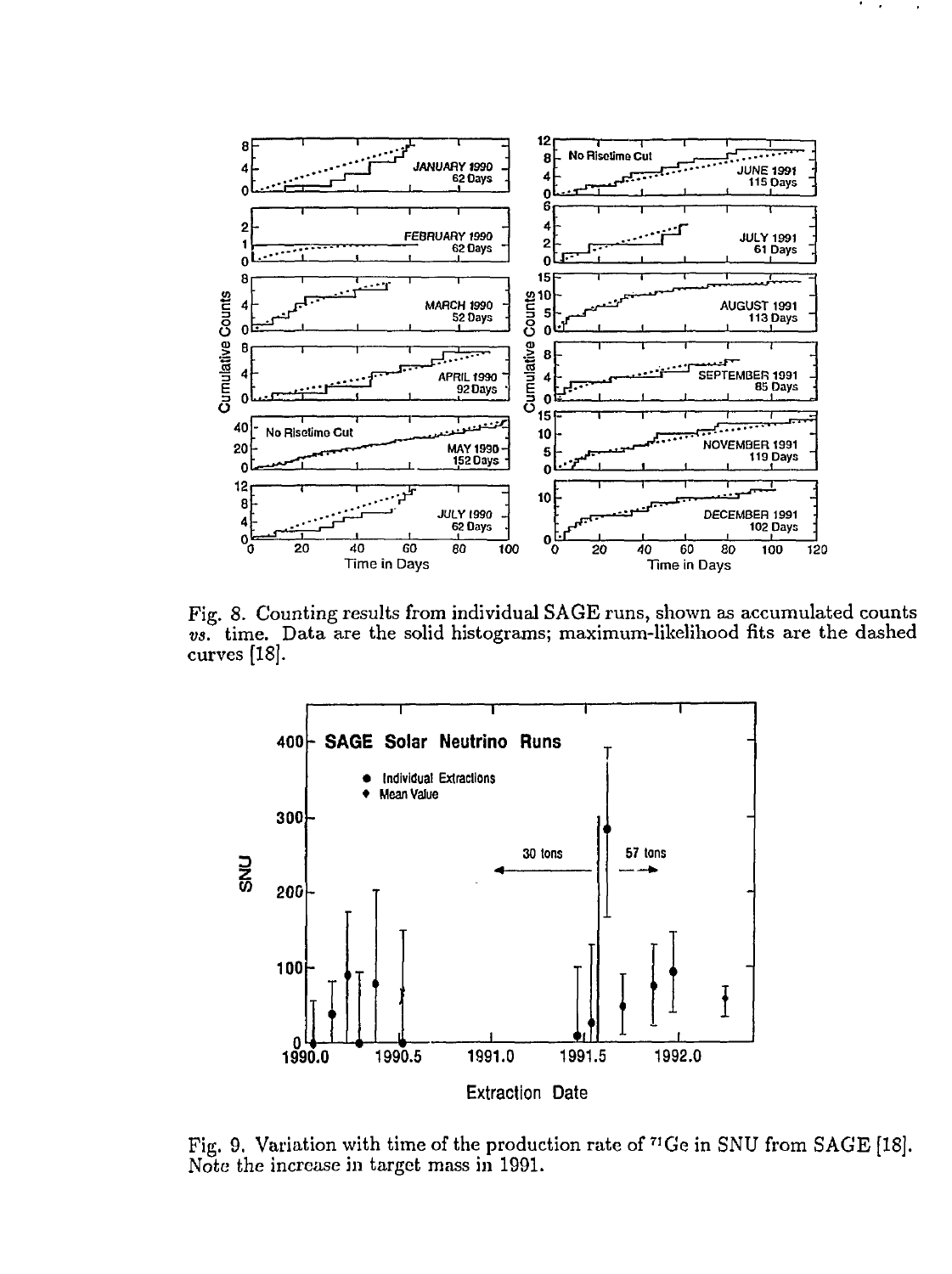Fig. 8. Counting results from individual SAGE runs, shown as accumulated counts *vs.* time. Data are the solid histograms; maximum-likelihood fits are the dashed curves [18].

Fig. 9. Variation with time of the production rate of $^{71}Ge$ in SNU from SAGE [18]. Note the increase in target mass in 1991.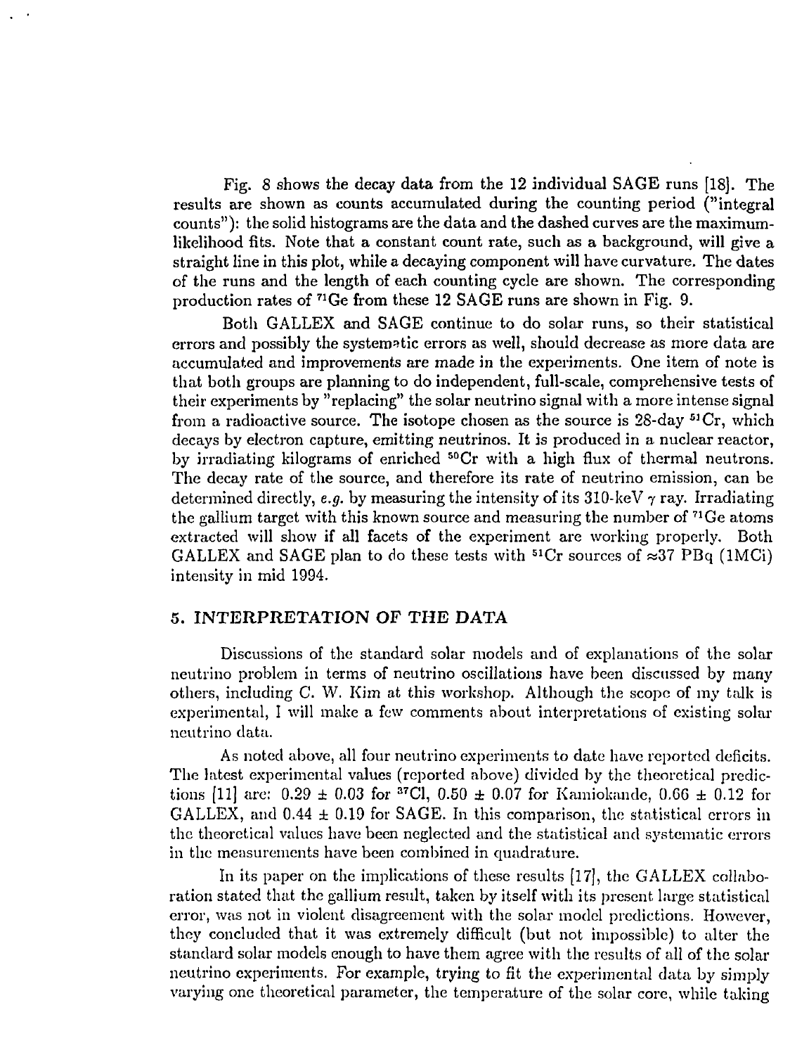Fig. 8 shows the decay data from the 12 individual SAGE runs [18]. The results are shown as counts accumulated during the counting period ("integral counts"): the solid histograms are the data and the dashed curves are the maximum-likelihood fits. Note that a constant count rate, such as a background, will give a straight line in this plot, while a decaying component will have curvature. The dates of the runs and the length of each counting cycle are shown. The corresponding production rates of $^{71}$Ge from these 12 SAGE runs are shown in Fig. 9.

Both GALLEX and SAGE continue to do solar runs, so their statistical errors and possibly the systematic errors as well, should decrease as more data are accumulated and improvements are made in the experiments. One item of note is that both groups are planning to do independent, full-scale, comprehensive tests of their experiments by "replacing" the solar neutrino signal with a more intense signal from a radioactive source. The isotope chosen as the source is 28-day $^{51}$Cr, which decays by electron capture, emitting neutrinos. It is produced in a nuclear reactor, by irradiating kilograms of enriched $^{50}$Cr with a high flux of thermal neutrons. The decay rate of the source, and therefore its rate of neutrino emission, can be determined directly, *e.g.* by measuring the intensity of its 310-keV $\gamma$ ray. Irradiating the gallium target with this known source and measuring the number of $^{71}$Ge atoms extracted will show if all facets of the experiment are working properly. Both GALLEX and SAGE plan to do these tests with $^{51}$Cr sources of $\approx$37 PBq (1MCi) intensity in mid 1994.

## 5. INTERPRETATION OF THE DATA

Discussions of the standard solar models and of explanations of the solar neutrino problem in terms of neutrino oscillations have been discussed by many others, including C. W. Kim at this workshop. Although the scope of my talk is experimental, I will make a few comments about interpretations of existing solar neutrino data.

As noted above, all four neutrino experiments to date have reported deficits. The latest experimental values (reported above) divided by the theoretical predictions [11] are: $0.29 \pm 0.03$ for $^{37}$Cl, $0.50 \pm 0.07$ for Kamiokande, $0.66 \pm 0.12$ for GALLEX, and $0.44 \pm 0.19$ for SAGE. In this comparison, the statistical errors in the theoretical values have been neglected and the statistical and systematic errors in the measurements have been combined in quadrature.

In its paper on the implications of these results [17], the GALLEX collaboration stated that the gallium result, taken by itself with its present large statistical error, was not in violent disagreement with the solar model predictions. However, they concluded that it was extremely difficult (but not impossible) to alter the standard solar models enough to have them agree with the results of all of the solar neutrino experiments. For example, trying to fit the experimental data by simply varying one theoretical parameter, the temperature of the solar core, while taking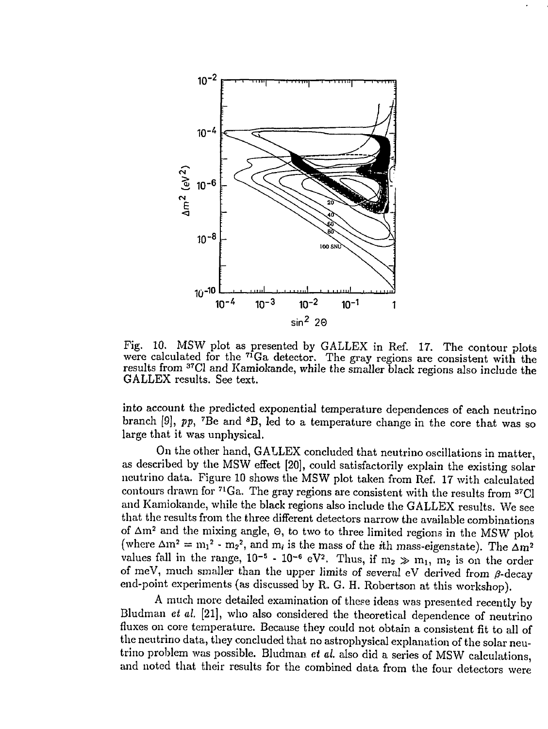Fig. 10. MSW plot as presented by GALLEX in Ref. 17. The contour plots were calculated for the $^{71}Ga$ detector. The gray regions are consistent with the results from $^{37}Cl$ and Kamiokande, while the smaller black regions also include the GALLEX results. See text.

into account the predicted exponential temperature dependences of each neutrino branch [9], *pp*, $^7Be$ and $^8B$, led to a temperature change in the core that was so large that it was unphysical.

On the other hand, GALLEX concluded that neutrino oscillations in matter, as described by the MSW effect [20], could satisfactorily explain the existing solar neutrino data. Figure 10 shows the MSW plot taken from Ref. 17 with calculated contours drawn for $^{71}Ga$. The gray regions are consistent with the results from $^{37}Cl$ and Kamiokande, while the black regions also include the GALLEX results. We see that the results from the three different detectors narrow the available combinations of $\Delta m^2$ and the mixing angle, $\Theta$, to two to three limited regions in the MSW plot (where $\Delta m^2 = m_1^2 - m_2^2$, and $m_i$ is the mass of the *i*th mass-eigenstate). The $\Delta m^2$ values fall in the range, $10^{-5}$ - $10^{-6}$ eV$^2$. Thus, if $m_2 \gg m_1$, $m_2$ is on the order of meV, much smaller than the upper limits of several eV derived from $\beta$-decay end-point experiments (as discussed by R. G. H. Robertson at this workshop).

A much more detailed examination of these ideas was presented recently by Bludman *et al.* [21], who also considered the theoretical dependence of neutrino fluxes on core temperature. Because they could not obtain a consistent fit to all of the neutrino data, they concluded that no astrophysical explanation of the solar neutrino problem was possible. Bludman *et al.* also did a series of MSW calculations, and noted that their results for the combined data from the four detectors were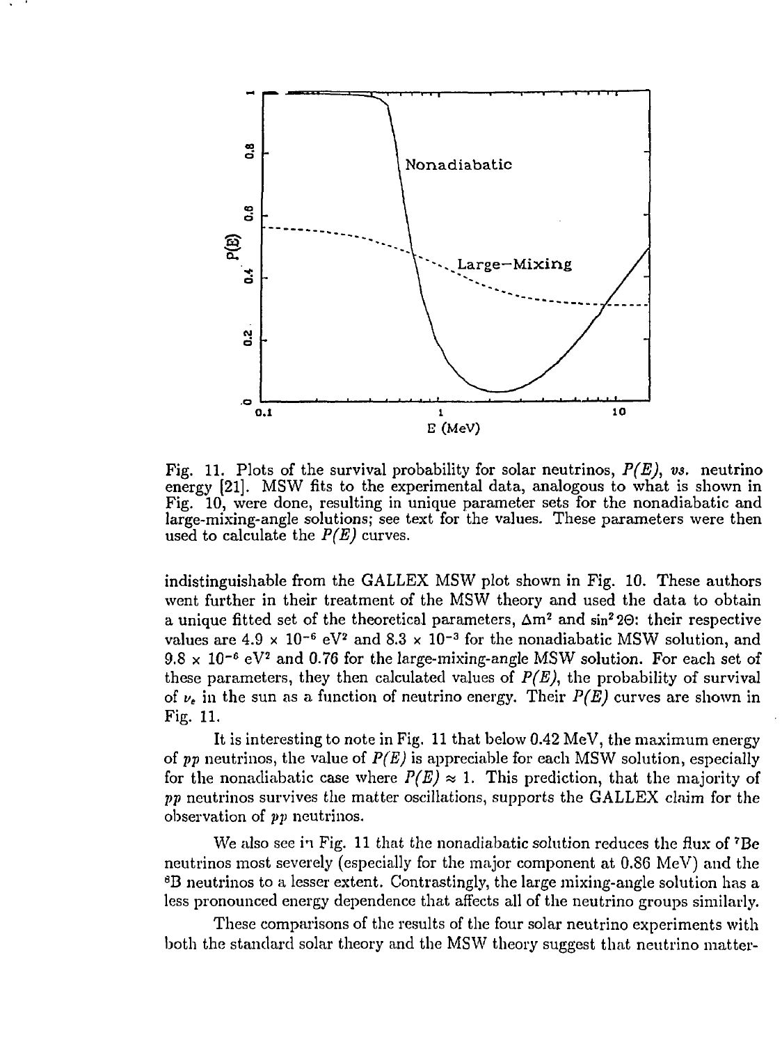Fig. 11. Plots of the survival probability for solar neutrinos, *P(E)*, *vs.* neutrino energy [21]. MSW fits to the experimental data, analogous to what is shown in Fig. 10, were done, resulting in unique parameter sets for the nonadiabatic and large-mixing-angle solutions; see text for the values. These parameters were then used to calculate the *P(E)* curves.

indistinguishable from the GALLEX MSW plot shown in Fig. 10. These authors went further in their treatment of the MSW theory and used the data to obtain a unique fitted set of the theoretical parameters, $\Delta m^2$ and $\sin^2 2\Theta$: their respective values are $4.9 \times 10^{-6}$ eV$^2$ and $8.3 \times 10^{-3}$ for the nonadiabatic MSW solution, and $9.8 \times 10^{-6}$ eV$^2$ and 0.76 for the large-mixing-angle MSW solution. For each set of these parameters, they then calculated values of *P(E)*, the probability of survival of $\nu_e$ in the sun as a function of neutrino energy. Their *P(E)* curves are shown in Fig. 11.

It is interesting to note in Fig. 11 that below 0.42 MeV, the maximum energy of *pp* neutrinos, the value of *P(E)* is appreciable for each MSW solution, especially for the nonadiabatic case where *P(E)* $\approx$ 1. This prediction, that the majority of *pp* neutrinos survives the matter oscillations, supports the GALLEX claim for the observation of *pp* neutrinos.

We also see in Fig. 11 that the nonadiabatic solution reduces the flux of $^7$Be neutrinos most severely (especially for the major component at 0.86 MeV) and the $^8$B neutrinos to a lesser extent. Contrastingly, the large mixing-angle solution has a less pronounced energy dependence that affects all of the neutrino groups similarly.

These comparisons of the results of the four solar neutrino experiments with both the standard solar theory and the MSW theory suggest that neutrino matter-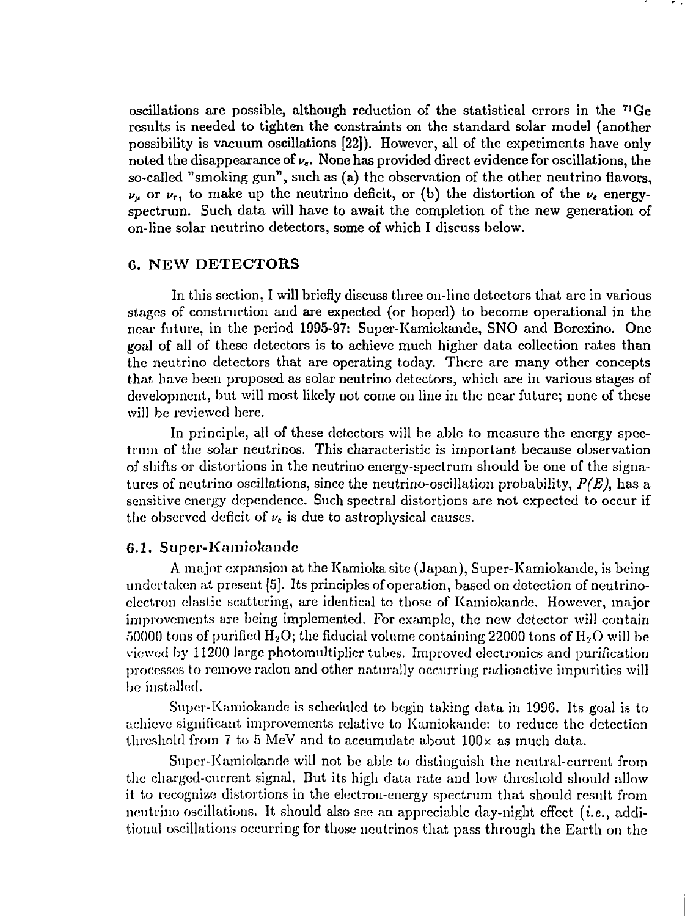oscillations are possible, although reduction of the statistical errors in the $^{71}Ge$ results is needed to tighten the constraints on the standard solar model (another possibility is vacuum oscillations [22]). However, all of the experiments have only noted the disappearance of $\nu_e$. None has provided direct evidence for oscillations, the so-called "smoking gun", such as (a) the observation of the other neutrino flavors, $\nu_\mu$ or $\nu_\tau$, to make up the neutrino deficit, or (b) the distortion of the $\nu_e$ energy-spectrum. Such data will have to await the completion of the new generation of on-line solar neutrino detectors, some of which I discuss below.

## 6. NEW DETECTORS

In this section, I will briefly discuss three on-line detectors that are in various stages of construction and are expected (or hoped) to become operational in the near future, in the period 1995-97: Super-Kamiokande, SNO and Borexino. One goal of all of these detectors is to achieve much higher data collection rates than the neutrino detectors that are operating today. There are many other concepts that have been proposed as solar neutrino detectors, which are in various stages of development, but will most likely not come on line in the near future; none of these will be reviewed here.

In principle, all of these detectors will be able to measure the energy spectrum of the solar neutrinos. This characteristic is important because observation of shifts or distortions in the neutrino energy-spectrum should be one of the signatures of neutrino oscillations, since the neutrino-oscillation probability, *P(E)*, has a sensitive energy dependence. Such spectral distortions are not expected to occur if the observed deficit of $\nu_e$ is due to astrophysical causes.

### 6.1. Super-Kamiokande

A major expansion at the Kamioka site (Japan), Super-Kamiokande, is being undertaken at present [5]. Its principles of operation, based on detection of neutrino-electron elastic scattering, are identical to those of Kamiokande. However, major improvements are being implemented. For example, the new detector will contain 50000 tons of purified $H_2O$; the fiducial volume containing 22000 tons of $H_2O$ will be viewed by 11200 large photomultiplier tubes. Improved electronics and purification processes to remove radon and other naturally occurring radioactive impurities will be installed.

Super-Kamiokande is scheduled to begin taking data in 1996. Its goal is to achieve significant improvements relative to Kamiokande: to reduce the detection threshold from 7 to 5 MeV and to accumulate about 100$\times$ as much data.

Super-Kamiokande will not be able to distinguish the neutral-current from the charged-current signal. But its high data rate and low threshold should allow it to recognize distortions in the electron-energy spectrum that should result from neutrino oscillations. It should also see an appreciable day-night effect (*i.e.*, additional oscillations occurring for those neutrinos that pass through the Earth on the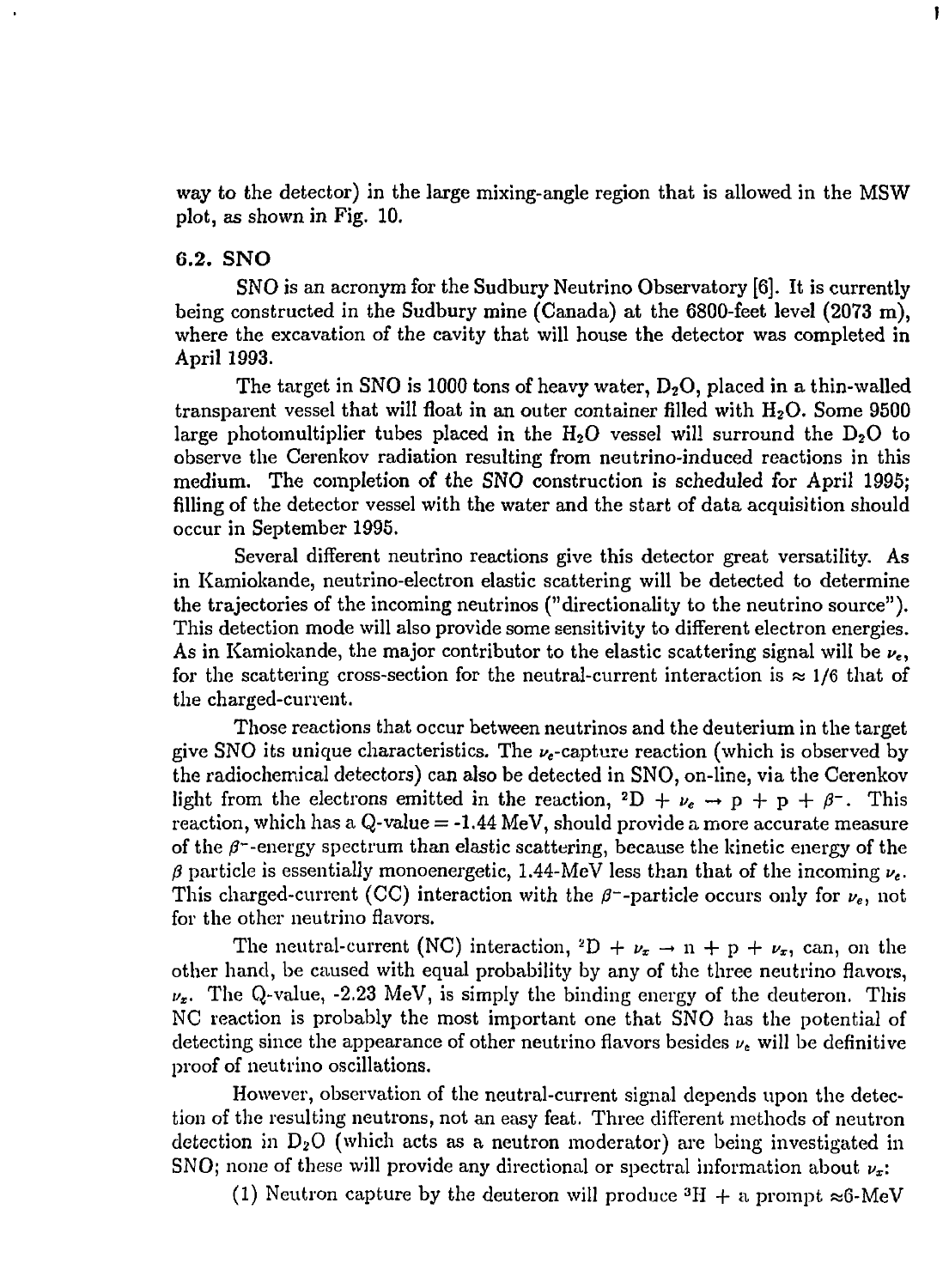way to the detector) in the large mixing-angle region that is allowed in the MSW plot, as shown in Fig. 10.

### 6.2. SNO

SNO is an acronym for the Sudbury Neutrino Observatory [6]. It is currently being constructed in the Sudbury mine (Canada) at the 6800-feet level (2073 m), where the excavation of the cavity that will house the detector was completed in April 1993.

The target in SNO is 1000 tons of heavy water, $D_2O$, placed in a thin-walled transparent vessel that will float in an outer container filled with $H_2O$. Some 9500 large photomultiplier tubes placed in the $H_2O$ vessel will surround the $D_2O$ to observe the Cerenkov radiation resulting from neutrino-induced reactions in this medium. The completion of the SNO construction is scheduled for April 1995; filling of the detector vessel with the water and the start of data acquisition should occur in September 1995.

Several different neutrino reactions give this detector great versatility. As in Kamiokande, neutrino-electron elastic scattering will be detected to determine the trajectories of the incoming neutrinos ("directionality to the neutrino source"). This detection mode will also provide some sensitivity to different electron energies. As in Kamiokande, the major contributor to the elastic scattering signal will be $\nu_e$, for the scattering cross-section for the neutral-current interaction is $\approx 1/6$ that of the charged-current.

Those reactions that occur between neutrinos and the deuterium in the target give SNO its unique characteristics. The $\nu_e$-capture reaction (which is observed by the radiochemical detectors) can also be detected in SNO, on-line, via the Cerenkov light from the electrons emitted in the reaction, $^2D + \nu_e \rightarrow p + p + \beta^-$. This reaction, which has a Q-value = -1.44 MeV, should provide a more accurate measure of the $\beta^-$-energy spectrum than elastic scattering, because the kinetic energy of the $\beta$ particle is essentially monoenergetic, 1.44-MeV less than that of the incoming $\nu_e$. This charged-current (CC) interaction with the $\beta^-$-particle occurs only for $\nu_e$, not for the other neutrino flavors.

The neutral-current (NC) interaction, $^2D + \nu_x \rightarrow n + p + \nu_x$, can, on the other hand, be caused with equal probability by any of the three neutrino flavors, $\nu_x$. The Q-value, -2.23 MeV, is simply the binding energy of the deuteron. This NC reaction is probably the most important one that SNO has the potential of detecting since the appearance of other neutrino flavors besides $\nu_e$ will be definitive proof of neutrino oscillations.

However, observation of the neutral-current signal depends upon the detection of the resulting neutrons, not an easy feat. Three different methods of neutron detection in $D_2O$ (which acts as a neutron moderator) are being investigated in SNO; none of these will provide any directional or spectral information about $\nu_x$:

(1) Neutron capture by the deuteron will produce $^3H$ + a prompt $\approx$6-MeV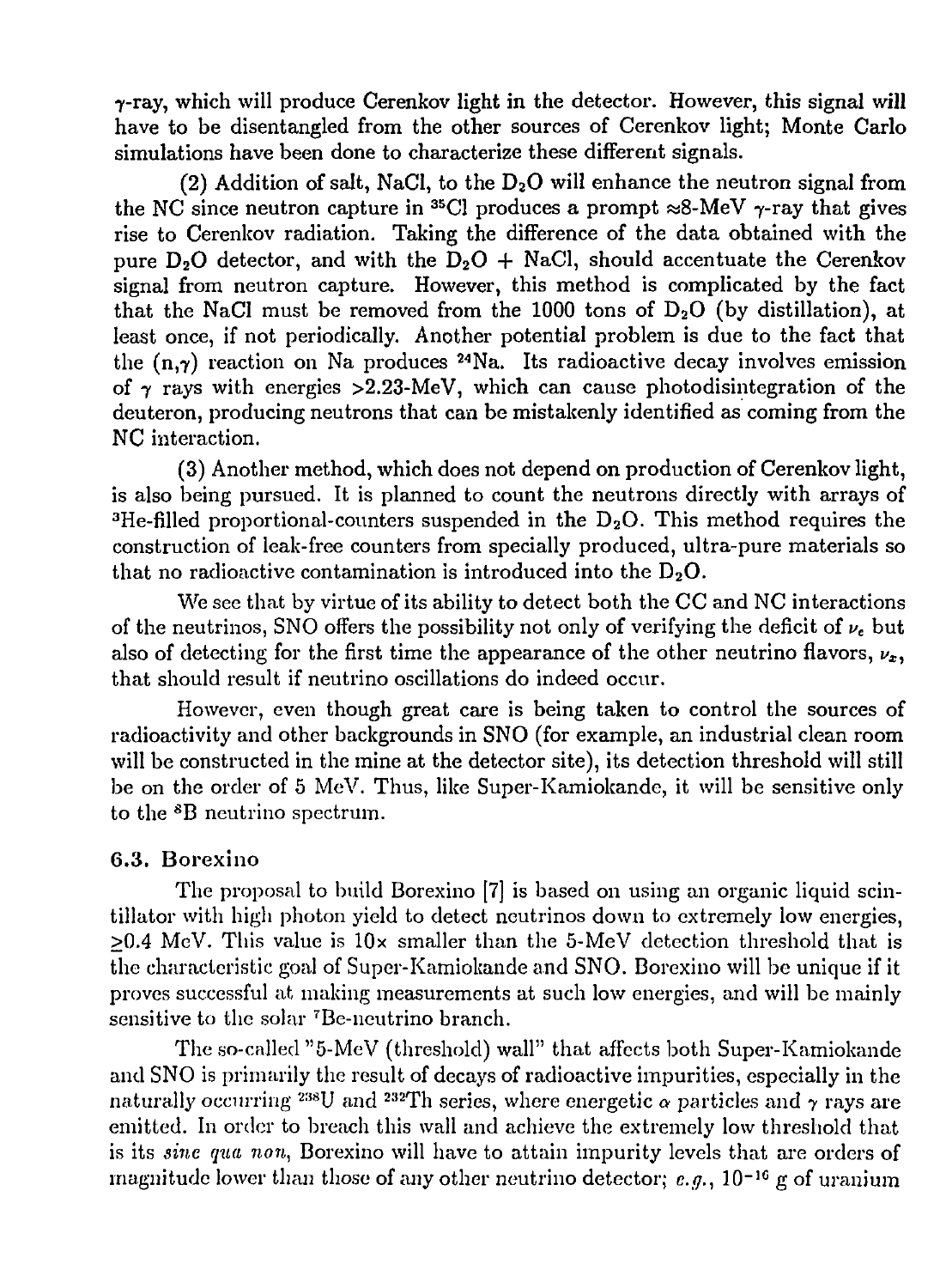$\gamma$-ray, which will produce Cerenkov light in the detector. However, this signal will have to be disentangled from the other sources of Cerenkov light; Monte Carlo simulations have been done to characterize these different signals.

(2) Addition of salt, NaCl, to the $D_2O$ will enhance the neutron signal from the NC since neutron capture in $^{35}$Cl produces a prompt $\approx$8-MeV $\gamma$-ray that gives rise to Cerenkov radiation. Taking the difference of the data obtained with the pure $D_2O$ detector, and with the $D_2O$ + NaCl, should accentuate the Cerenkov signal from neutron capture. However, this method is complicated by the fact that the NaCl must be removed from the 1000 tons of $D_2O$ (by distillation), at least once, if not periodically. Another potential problem is due to the fact that the $(n,\gamma)$ reaction on Na produces $^{24}$Na. Its radioactive decay involves emission of $\gamma$ rays with energies >2.23-MeV, which can cause photodisintegration of the deuteron, producing neutrons that can be mistakenly identified as coming from the NC interaction.

(3) Another method, which does not depend on production of Cerenkov light, is also being pursued. It is planned to count the neutrons directly with arrays of $^{3}$He-filled proportional-counters suspended in the $D_2O$. This method requires the construction of leak-free counters from specially produced, ultra-pure materials so that no radioactive contamination is introduced into the $D_2O$.

We see that by virtue of its ability to detect both the CC and NC interactions of the neutrinos, SNO offers the possibility not only of verifying the deficit of $\nu_e$ but also of detecting for the first time the appearance of the other neutrino flavors, $\nu_x$, that should result if neutrino oscillations do indeed occur.

However, even though great care is being taken to control the sources of radioactivity and other backgrounds in SNO (for example, an industrial clean room will be constructed in the mine at the detector site), its detection threshold will still be on the order of 5 MeV. Thus, like Super-Kamiokande, it will be sensitive only to the $^{8}$B neutrino spectrum.

### 6.3. Borexino

The proposal to build Borexino [7] is based on using an organic liquid scintillator with high photon yield to detect neutrinos down to extremely low energies, $\geq$0.4 MeV. This value is 10$\times$ smaller than the 5-MeV detection threshold that is the characteristic goal of Super-Kamiokande and SNO. Borexino will be unique if it proves successful at making measurements at such low energies, and will be mainly sensitive to the solar $^{7}$Be-neutrino branch.

The so-called "5-MeV (threshold) wall" that affects both Super-Kamiokande and SNO is primarily the result of decays of radioactive impurities, especially in the naturally occurring $^{238}$U and $^{232}$Th series, where energetic $\alpha$ particles and $\gamma$ rays are emitted. In order to breach this wall and achieve the extremely low threshold that is its *sine qua non*, Borexino will have to attain impurity levels that are orders of magnitude lower than those of any other neutrino detector; *e.g.*, $10^{-16}$ g of uranium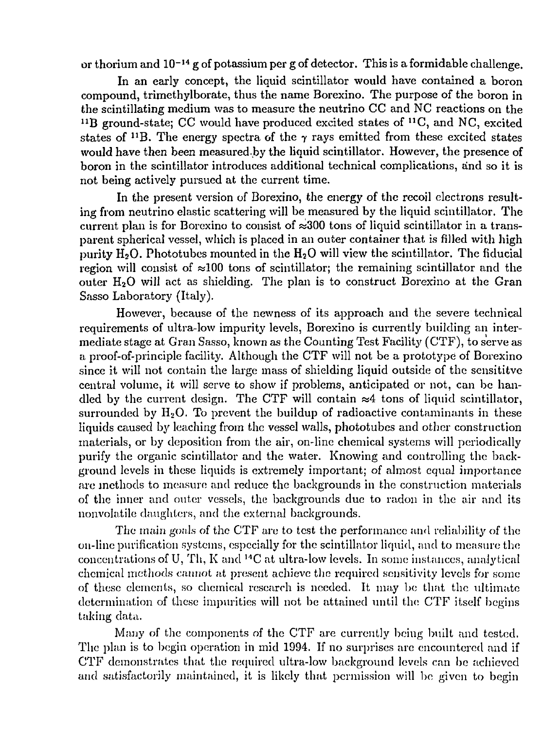or thorium and $10^{-14}$ g of potassium per g of detector. This is a formidable challenge.

In an early concept, the liquid scintillator would have contained a boron compound, trimethylborate, thus the name Borexino. The purpose of the boron in the scintillating medium was to measure the neutrino CC and NC reactions on the $^{11}B$ ground-state; CC would have produced excited states of $^{11}C$, and NC, excited states of $^{11}B$. The energy spectra of the $\gamma$ rays emitted from these excited states would have then been measured by the liquid scintillator. However, the presence of boron in the scintillator introduces additional technical complications, and so it is not being actively pursued at the current time.

In the present version of Borexino, the energy of the recoil electrons resulting from neutrino elastic scattering will be measured by the liquid scintillator. The current plan is for Borexino to consist of $\approx$300 tons of liquid scintillator in a transparent spherical vessel, which is placed in an outer container that is filled with high purity $H_2O$. Phototubes mounted in the $H_2O$ will view the scintillator. The fiducial region will consist of $\approx$100 tons of scintillator; the remaining scintillator and the outer $H_2O$ will act as shielding. The plan is to construct Borexino at the Gran Sasso Laboratory (Italy).

However, because of the newness of its approach and the severe technical requirements of ultra-low impurity levels, Borexino is currently building an intermediate stage at Gran Sasso, known as the Counting Test Facility (CTF), to serve as a proof-of-principle facility. Although the CTF will not be a prototype of Borexino since it will not contain the large mass of shielding liquid outside of the sensititve central volume, it will serve to show if problems, anticipated or not, can be handled by the current design. The CTF will contain $\approx$4 tons of liquid scintillator, surrounded by $H_2O$. To prevent the buildup of radioactive contaminants in these liquids caused by leaching from the vessel walls, phototubes and other construction materials, or by deposition from the air, on-line chemical systems will periodically purify the organic scintillator and the water. Knowing and controlling the background levels in these liquids is extremely important; of almost equal importance are methods to measure and reduce the backgrounds in the construction materials of the inner and outer vessels, the backgrounds due to radon in the air and its nonvolatile daughters, and the external backgrounds.

The main goals of the CTF are to test the performance and reliability of the on-line purification systems, especially for the scintillator liquid, and to measure the concentrations of U, Th, K and $^{14}C$ at ultra-low levels. In some instances, analytical chemical methods cannot at present achieve the required sensitivity levels for some of these elements, so chemical research is needed. It may be that the ultimate determination of these impurities will not be attained until the CTF itself begins taking data.

Many of the components of the CTF are currently being built and tested. The plan is to begin operation in mid 1994. If no surprises are encountered and if CTF demonstrates that the required ultra-low background levels can be achieved and satisfactorily maintained, it is likely that permission will be given to begin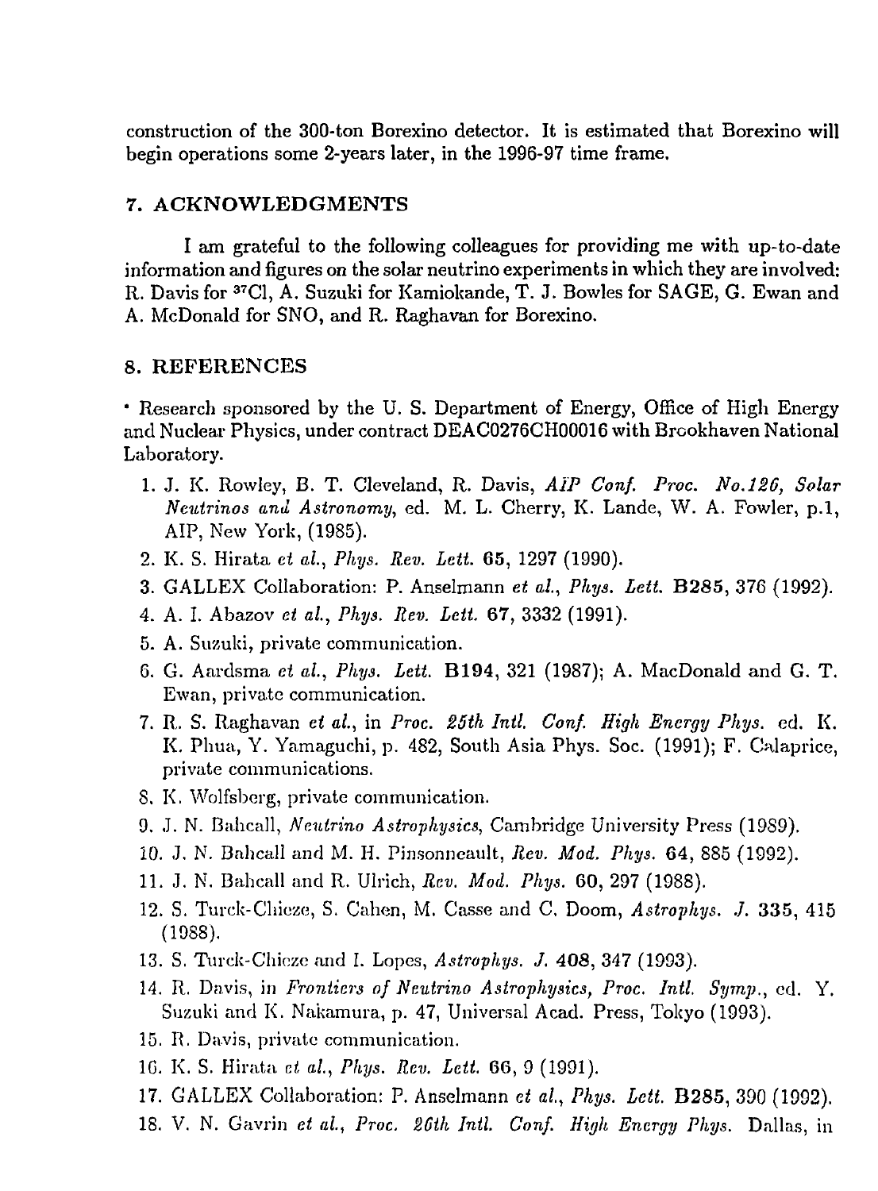construction of the 300-ton Borexino detector. It is estimated that Borexino will begin operations some 2-years later, in the 1996-97 time frame.

## 7. ACKNOWLEDGMENTS

I am grateful to the following colleagues for providing me with up-to-date information and figures on the solar neutrino experiments in which they are involved: R. Davis for $^{37}$Cl, A. Suzuki for Kamiokande, T. J. Bowles for SAGE, G. Ewan and A. McDonald for SNO, and R. Raghavan for Borexino.

## 8. REFERENCES

• Research sponsored by the U. S. Department of Energy, Office of High Energy and Nuclear Physics, under contract DEAC0276CH00016 with Brookhaven National Laboratory.

1. J. K. Rowley, B. T. Cleveland, R. Davis, *AIP Conf. Proc. No.126, Solar Neutrinos and Astronomy*, ed. M. L. Cherry, K. Lande, W. A. Fowler, p.1, AIP, New York, (1985).
2. K. S. Hirata *et al.*, *Phys. Rev. Lett.* **65**, 1297 (1990).
3. GALLEX Collaboration: P. Anselmann *et al.*, *Phys. Lett.* **B285**, 376 (1992).
4. A. I. Abazov *et al.*, *Phys. Rev. Lett.* **67**, 3332 (1991).
5. A. Suzuki, private communication.
6. G. Aardsma *et al.*, *Phys. Lett.* **B194**, 321 (1987); A. MacDonald and G. T. Ewan, private communication.
7. R. S. Raghavan *et al.*, in *Proc. 25th Intl. Conf. High Energy Phys.* ed. K. K. Phua, Y. Yamaguchi, p. 482, South Asia Phys. Soc. (1991); F. Calaprice, private communications.
8. K. Wolfsberg, private communication.
9. J. N. Bahcall, *Neutrino Astrophysics*, Cambridge University Press (1989).
10. J. N. Bahcall and M. H. Pinsonneault, *Rev. Mod. Phys.* **64**, 885 (1992).
11. J. N. Bahcall and R. Ulrich, *Rev. Mod. Phys.* **60**, 297 (1988).
12. S. Turck-Chieze, S. Cahen, M. Casse and C. Doom, *Astrophys. J.* **335**, 415 (1988).
13. S. Turck-Chieze and I. Lopes, *Astrophys. J.* **408**, 347 (1993).
14. R. Davis, in *Frontiers of Neutrino Astrophysics, Proc. Intl. Symp.*, ed. Y. Suzuki and K. Nakamura, p. 47, Universal Acad. Press, Tokyo (1993).
15. R. Davis, private communication.
16. K. S. Hirata *et al.*, *Phys. Rev. Lett.* **66**, 9 (1991).
17. GALLEX Collaboration: P. Anselmann *et al.*, *Phys. Lett.* **B285**, 390 (1992).
18. V. N. Gavrin *et al.*, *Proc. 26th Intl. Conf. High Energy Phys.* Dallas, in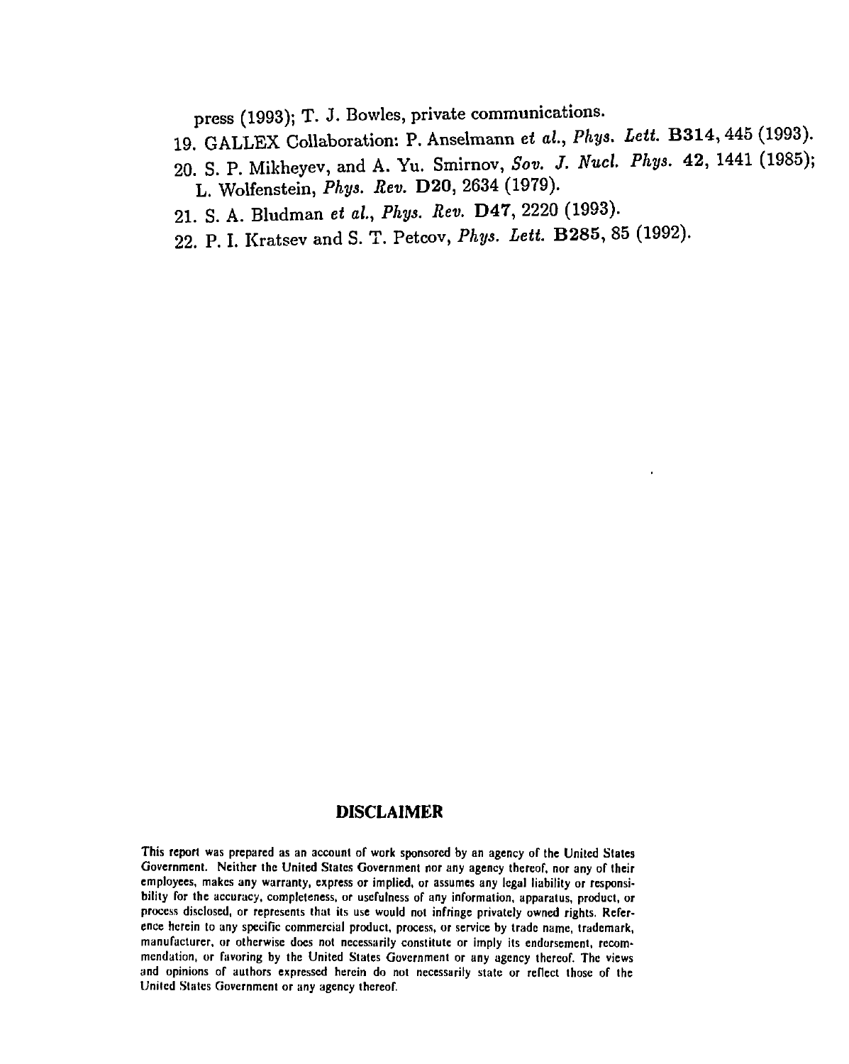press (1993); T. J. Bowles, private communications.

19. GALLEX Collaboration: P. Anselmann *et al.*, *Phys. Lett.* **B314**, 445 (1993).
20. S. P. Mikheyev, and A. Yu. Smirnov, *Sov. J. Nucl. Phys.* **42**, 1441 (1985); L. Wolfenstein, *Phys. Rev.* **D20**, 2634 (1979).
21. S. A. Bludman *et al.*, *Phys. Rev.* **D47**, 2220 (1993).
22. P. I. Kratsev and S. T. Petcov, *Phys. Lett.* **B285**, 85 (1992).

## DISCLAIMER

This report was prepared as an account of work sponsored by an agency of the United States Government. Neither the United States Government nor any agency thereof, nor any of their employees, makes any warranty, express or implied, or assumes any legal liability or responsibility for the accuracy, completeness, or usefulness of any information, apparatus, product, or process disclosed, or represents that its use would not infringe privately owned rights. Reference herein to any specific commercial product, process, or service by trade name, trademark, manufacturer, or otherwise does not necessarily constitute or imply its endorsement, recommendation, or favoring by the United States Government or any agency thereof. The views and opinions of authors expressed herein do not necessarily state or reflect those of the United States Government or any agency thereof.